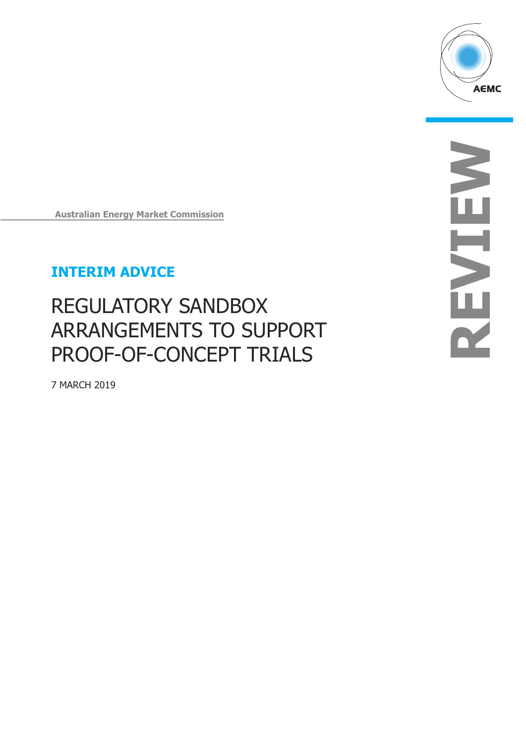AEMC

REVIEW

Australian Energy Market Commission

## INTERIM ADVICE

# REGULATORY SANDBOX ARRANGEMENTS TO SUPPORT PROOF-OF-CONCEPT TRIALS

7 MARCH 2019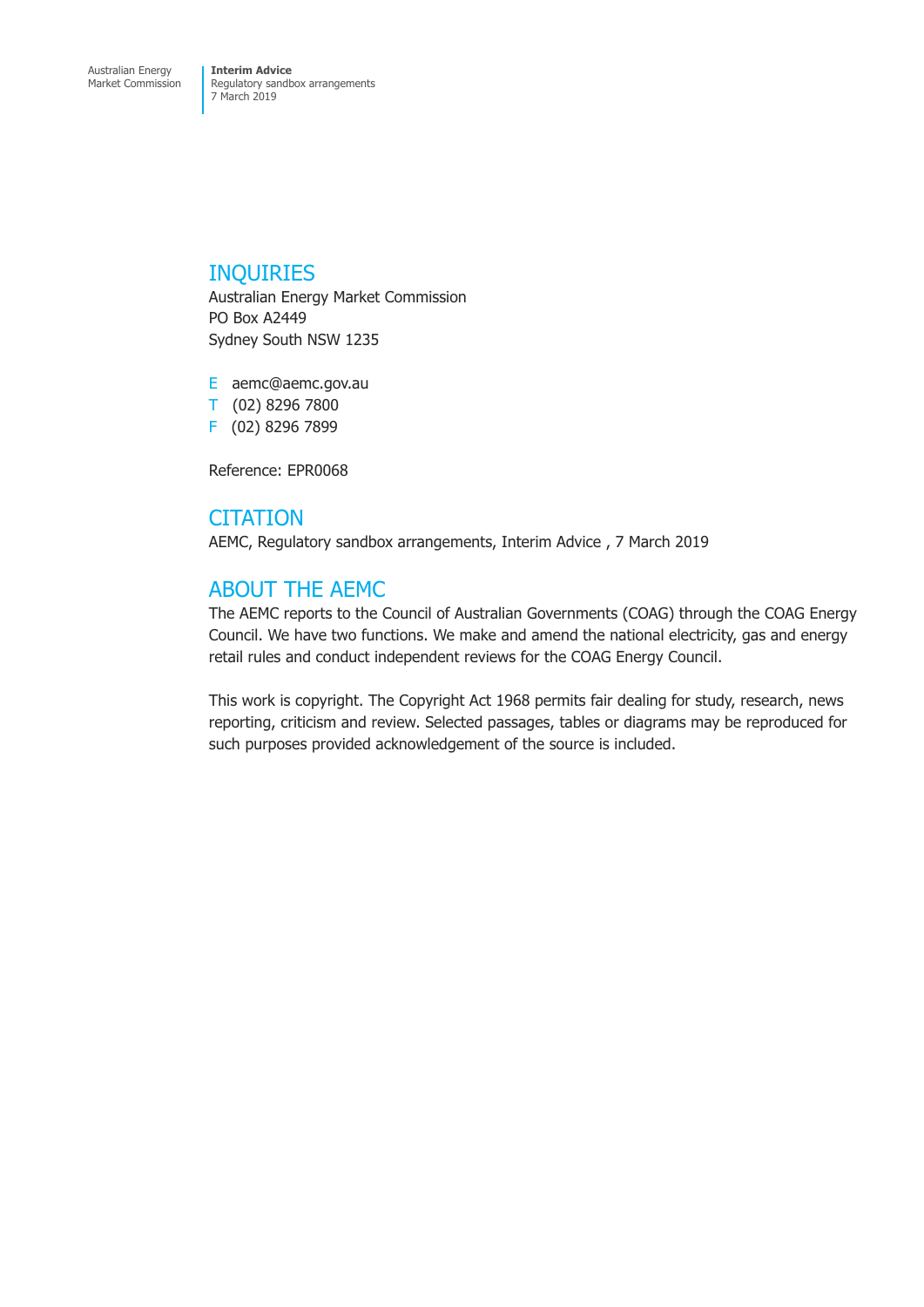## INQUIRIES

Australian Energy Market Commission
PO Box A2449
Sydney South NSW 1235

E aemc@aemc.gov.au
T (02) 8296 7800
F (02) 8296 7899

Reference: EPR0068

## CITATION

AEMC, Regulatory sandbox arrangements, Interim Advice , 7 March 2019

## ABOUT THE AEMC

The AEMC reports to the Council of Australian Governments (COAG) through the COAG Energy Council. We have two functions. We make and amend the national electricity, gas and energy retail rules and conduct independent reviews for the COAG Energy Council.

This work is copyright. The Copyright Act 1968 permits fair dealing for study, research, news reporting, criticism and review. Selected passages, tables or diagrams may be reproduced for such purposes provided acknowledgement of the source is included.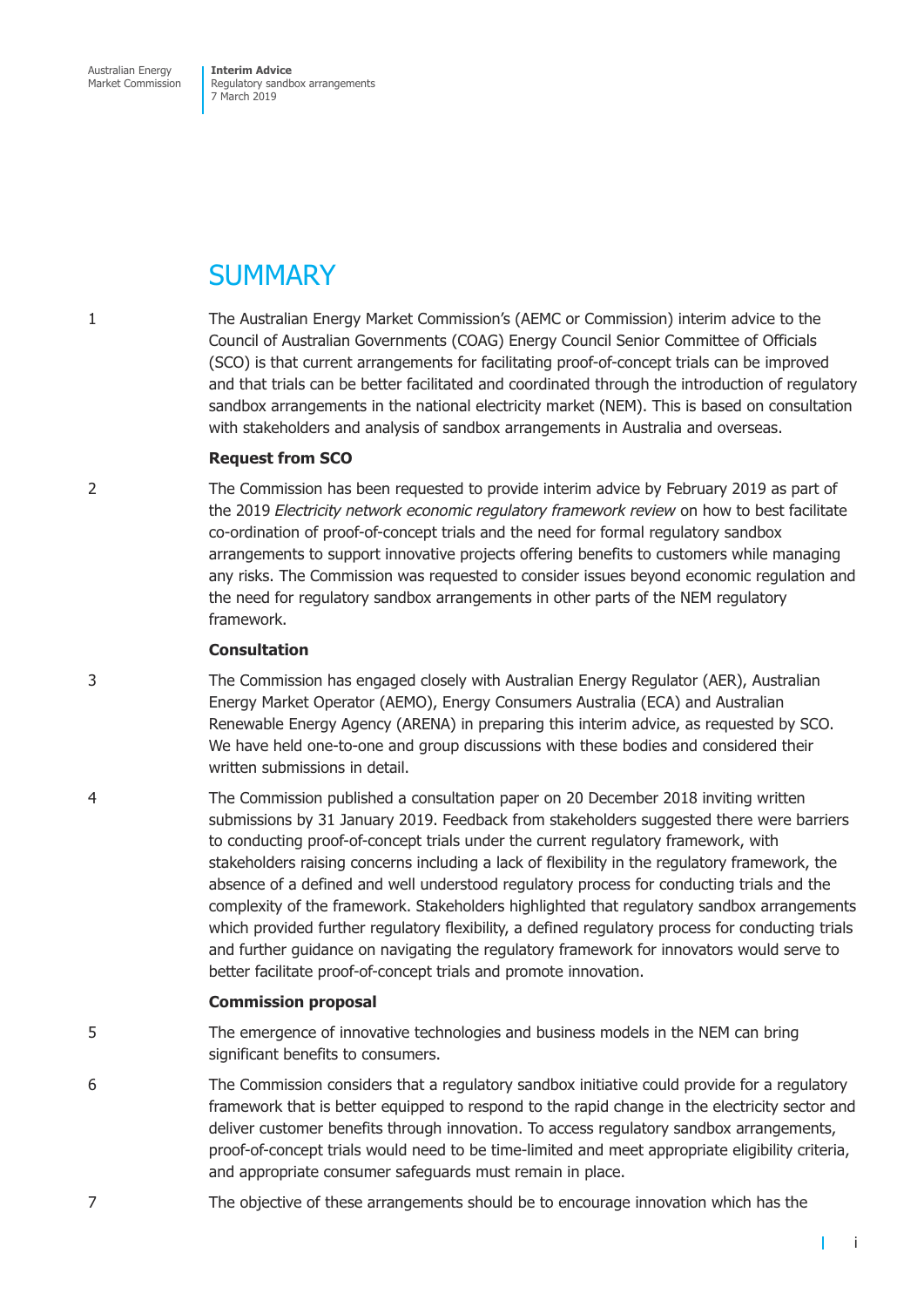# SUMMARY

1 The Australian Energy Market Commission's (AEMC or Commission) interim advice to the Council of Australian Governments (COAG) Energy Council Senior Committee of Officials (SCO) is that current arrangements for facilitating proof-of-concept trials can be improved and that trials can be better facilitated and coordinated through the introduction of regulatory sandbox arrangements in the national electricity market (NEM). This is based on consultation with stakeholders and analysis of sandbox arrangements in Australia and overseas.

**Request from SCO**

2 The Commission has been requested to provide interim advice by February 2019 as part of the 2019 *Electricity network economic regulatory framework review* on how to best facilitate co-ordination of proof-of-concept trials and the need for formal regulatory sandbox arrangements to support innovative projects offering benefits to customers while managing any risks. The Commission was requested to consider issues beyond economic regulation and the need for regulatory sandbox arrangements in other parts of the NEM regulatory framework.

**Consultation**

3 The Commission has engaged closely with Australian Energy Regulator (AER), Australian Energy Market Operator (AEMO), Energy Consumers Australia (ECA) and Australian Renewable Energy Agency (ARENA) in preparing this interim advice, as requested by SCO. We have held one-to-one and group discussions with these bodies and considered their written submissions in detail.

4 The Commission published a consultation paper on 20 December 2018 inviting written submissions by 31 January 2019. Feedback from stakeholders suggested there were barriers to conducting proof-of-concept trials under the current regulatory framework, with stakeholders raising concerns including a lack of flexibility in the regulatory framework, the absence of a defined and well understood regulatory process for conducting trials and the complexity of the framework. Stakeholders highlighted that regulatory sandbox arrangements which provided further regulatory flexibility, a defined regulatory process for conducting trials and further guidance on navigating the regulatory framework for innovators would serve to better facilitate proof-of-concept trials and promote innovation.

**Commission proposal**

5 The emergence of innovative technologies and business models in the NEM can bring significant benefits to consumers.

6 The Commission considers that a regulatory sandbox initiative could provide for a regulatory framework that is better equipped to respond to the rapid change in the electricity sector and deliver customer benefits through innovation. To access regulatory sandbox arrangements, proof-of-concept trials would need to be time-limited and meet appropriate eligibility criteria, and appropriate consumer safeguards must remain in place.

7 The objective of these arrangements should be to encourage innovation which has the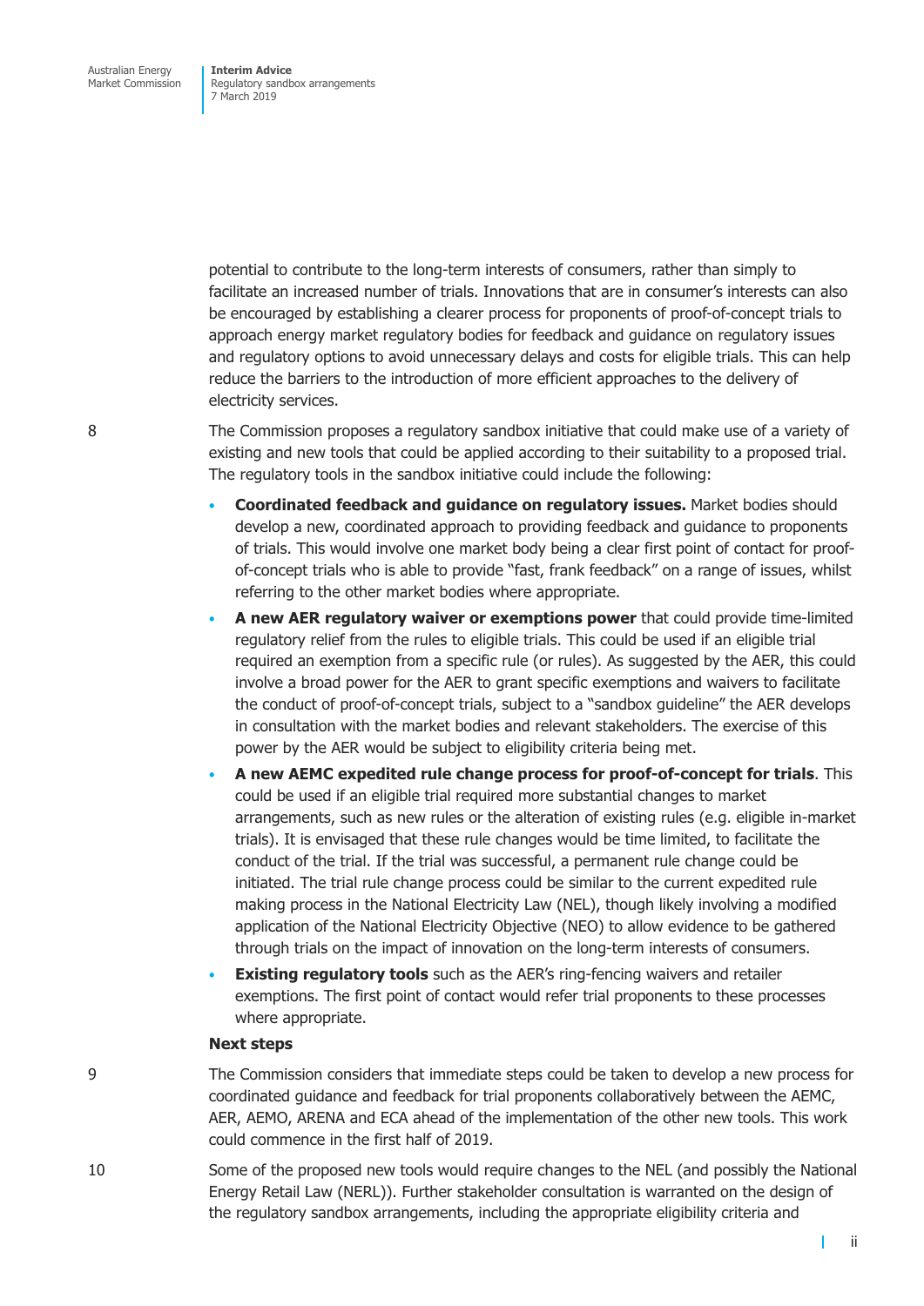potential to contribute to the long-term interests of consumers, rather than simply to facilitate an increased number of trials. Innovations that are in consumer's interests can also be encouraged by establishing a clearer process for proponents of proof-of-concept trials to approach energy market regulatory bodies for feedback and guidance on regulatory issues and regulatory options to avoid unnecessary delays and costs for eligible trials. This can help reduce the barriers to the introduction of more efficient approaches to the delivery of electricity services.

8 The Commission proposes a regulatory sandbox initiative that could make use of a variety of existing and new tools that could be applied according to their suitability to a proposed trial. The regulatory tools in the sandbox initiative could include the following:

- **Coordinated feedback and guidance on regulatory issues.** Market bodies should develop a new, coordinated approach to providing feedback and guidance to proponents of trials. This would involve one market body being a clear first point of contact for proof-of-concept trials who is able to provide "fast, frank feedback" on a range of issues, whilst referring to the other market bodies where appropriate.
- **A new AER regulatory waiver or exemptions power** that could provide time-limited regulatory relief from the rules to eligible trials. This could be used if an eligible trial required an exemption from a specific rule (or rules). As suggested by the AER, this could involve a broad power for the AER to grant specific exemptions and waivers to facilitate the conduct of proof-of-concept trials, subject to a "sandbox guideline" the AER develops in consultation with the market bodies and relevant stakeholders. The exercise of this power by the AER would be subject to eligibility criteria being met.
- **A new AEMC expedited rule change process for proof-of-concept for trials**. This could be used if an eligible trial required more substantial changes to market arrangements, such as new rules or the alteration of existing rules (e.g. eligible in-market trials). It is envisaged that these rule changes would be time limited, to facilitate the conduct of the trial. If the trial was successful, a permanent rule change could be initiated. The trial rule change process could be similar to the current expedited rule making process in the National Electricity Law (NEL), though likely involving a modified application of the National Electricity Objective (NEO) to allow evidence to be gathered through trials on the impact of innovation on the long-term interests of consumers.
- **Existing regulatory tools** such as the AER's ring-fencing waivers and retailer exemptions. The first point of contact would refer trial proponents to these processes where appropriate.

## Next steps

9 The Commission considers that immediate steps could be taken to develop a new process for coordinated guidance and feedback for trial proponents collaboratively between the AEMC, AER, AEMO, ARENA and ECA ahead of the implementation of the other new tools. This work could commence in the first half of 2019.

10 Some of the proposed new tools would require changes to the NEL (and possibly the National Energy Retail Law (NERL)). Further stakeholder consultation is warranted on the design of the regulatory sandbox arrangements, including the appropriate eligibility criteria and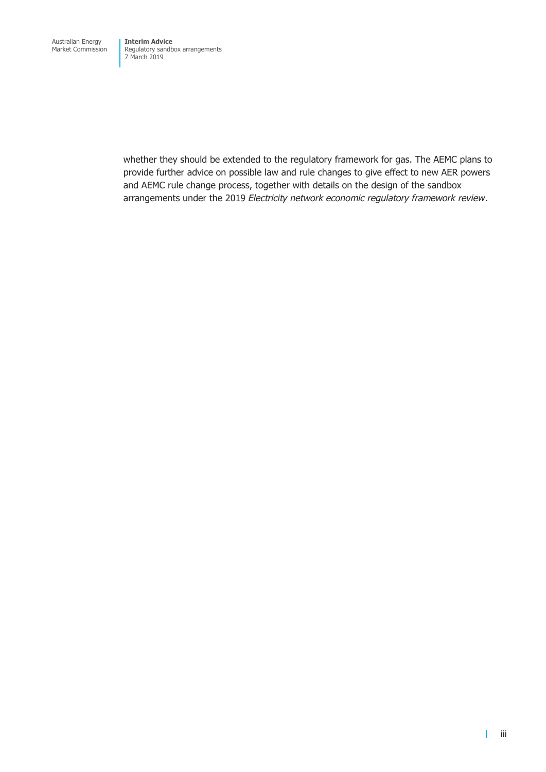whether they should be extended to the regulatory framework for gas. The AEMC plans to provide further advice on possible law and rule changes to give effect to new AER powers and AEMC rule change process, together with details on the design of the sandbox arrangements under the 2019 *Electricity network economic regulatory framework review*.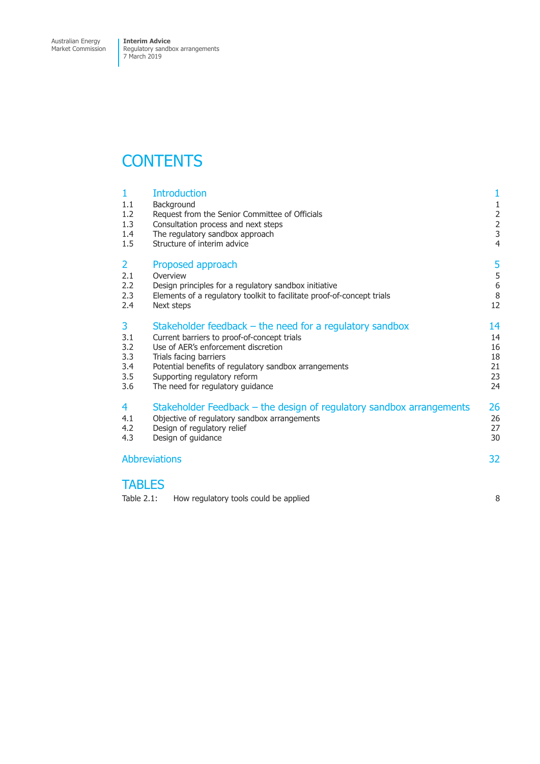# CONTENTS

| | | |
|---|---|---|
| **1** | **Introduction** | **1** |
| 1.1 | Background | 1 |
| 1.2 | Request from the Senior Committee of Officials | 2 |
| 1.3 | Consultation process and next steps | 2 |
| 1.4 | The regulatory sandbox approach | 3 |
| 1.5 | Structure of interim advice | 4 |
| **2** | **Proposed approach** | **5** |
| 2.1 | Overview | 5 |
| 2.2 | Design principles for a regulatory sandbox initiative | 6 |
| 2.3 | Elements of a regulatory toolkit to facilitate proof-of-concept trials | 8 |
| 2.4 | Next steps | 12 |
| **3** | **Stakeholder feedback – the need for a regulatory sandbox** | **14** |
| 3.1 | Current barriers to proof-of-concept trials | 14 |
| 3.2 | Use of AER's enforcement discretion | 16 |
| 3.3 | Trials facing barriers | 18 |
| 3.4 | Potential benefits of regulatory sandbox arrangements | 21 |
| 3.5 | Supporting regulatory reform | 23 |
| 3.6 | The need for regulatory guidance | 24 |
| **4** | **Stakeholder Feedback – the design of regulatory sandbox arrangements** | **26** |
| 4.1 | Objective of regulatory sandbox arrangements | 26 |
| 4.2 | Design of regulatory relief | 27 |
| 4.3 | Design of guidance | 30 |
| | **Abbreviations** | **32** |

# TABLES

| | | |
|---|---|---|
| Table 2.1: | How regulatory tools could be applied | 8 |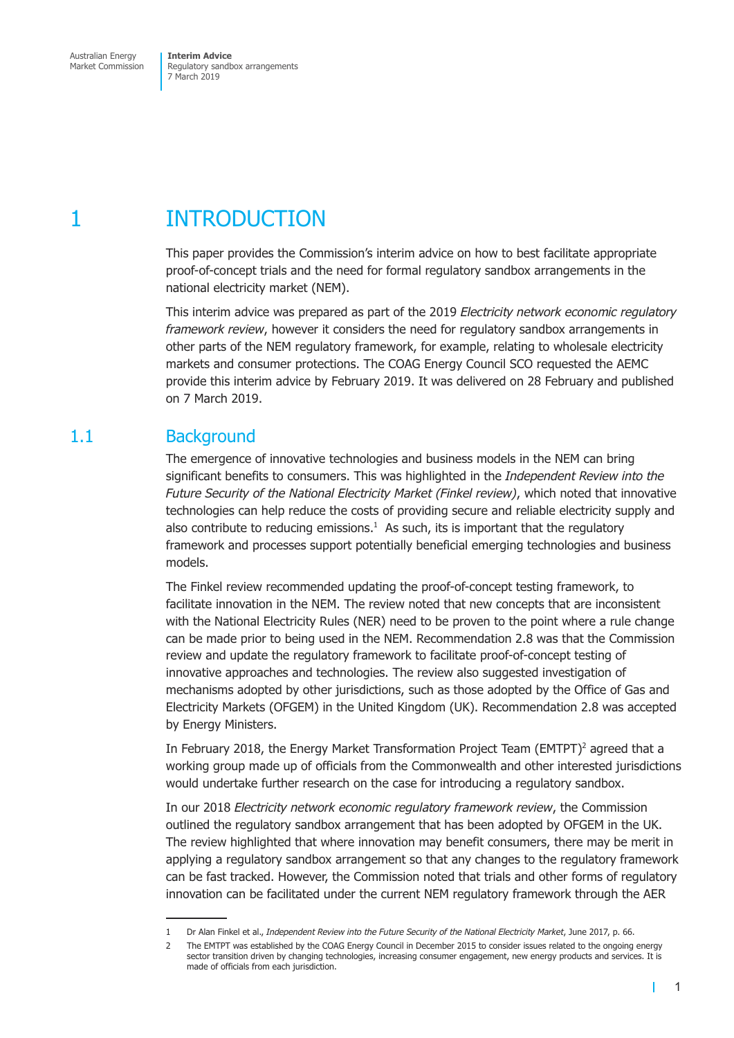# 1 INTRODUCTION

This paper provides the Commission's interim advice on how to best facilitate appropriate proof-of-concept trials and the need for formal regulatory sandbox arrangements in the national electricity market (NEM).

This interim advice was prepared as part of the 2019 *Electricity network economic regulatory framework review*, however it considers the need for regulatory sandbox arrangements in other parts of the NEM regulatory framework, for example, relating to wholesale electricity markets and consumer protections. The COAG Energy Council SCO requested the AEMC provide this interim advice by February 2019. It was delivered on 28 February and published on 7 March 2019.

## 1.1 Background

The emergence of innovative technologies and business models in the NEM can bring significant benefits to consumers. This was highlighted in the *Independent Review into the Future Security of the National Electricity Market (Finkel review)*, which noted that innovative technologies can help reduce the costs of providing secure and reliable electricity supply and also contribute to reducing emissions.[1] As such, its is important that the regulatory framework and processes support potentially beneficial emerging technologies and business models.

The Finkel review recommended updating the proof-of-concept testing framework, to facilitate innovation in the NEM. The review noted that new concepts that are inconsistent with the National Electricity Rules (NER) need to be proven to the point where a rule change can be made prior to being used in the NEM. Recommendation 2.8 was that the Commission review and update the regulatory framework to facilitate proof-of-concept testing of innovative approaches and technologies. The review also suggested investigation of mechanisms adopted by other jurisdictions, such as those adopted by the Office of Gas and Electricity Markets (OFGEM) in the United Kingdom (UK). Recommendation 2.8 was accepted by Energy Ministers.

In February 2018, the Energy Market Transformation Project Team (EMTPT)[2] agreed that a working group made up of officials from the Commonwealth and other interested jurisdictions would undertake further research on the case for introducing a regulatory sandbox.

In our 2018 *Electricity network economic regulatory framework review*, the Commission outlined the regulatory sandbox arrangement that has been adopted by OFGEM in the UK. The review highlighted that where innovation may benefit consumers, there may be merit in applying a regulatory sandbox arrangement so that any changes to the regulatory framework can be fast tracked. However, the Commission noted that trials and other forms of regulatory innovation can be facilitated under the current NEM regulatory framework through the AER

---

1 Dr Alan Finkel et al., *Independent Review into the Future Security of the National Electricity Market*, June 2017, p. 66.

2 The EMTPT was established by the COAG Energy Council in December 2015 to consider issues related to the ongoing energy sector transition driven by changing technologies, increasing consumer engagement, new energy products and services. It is made of officials from each jurisdiction.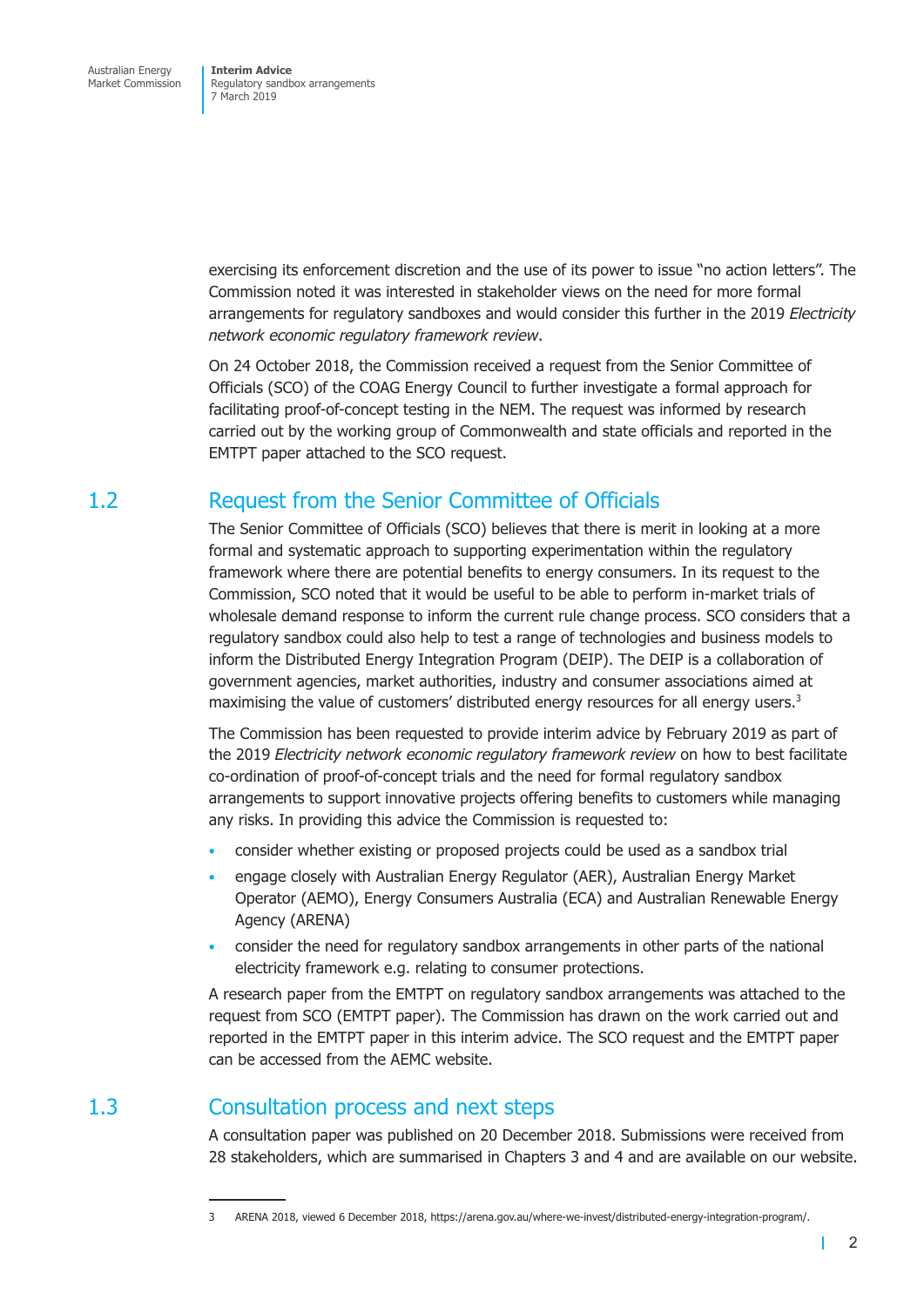exercising its enforcement discretion and the use of its power to issue "no action letters". The Commission noted it was interested in stakeholder views on the need for more formal arrangements for regulatory sandboxes and would consider this further in the 2019 *Electricity network economic regulatory framework review*.

On 24 October 2018, the Commission received a request from the Senior Committee of Officials (SCO) of the COAG Energy Council to further investigate a formal approach for facilitating proof-of-concept testing in the NEM. The request was informed by research carried out by the working group of Commonwealth and state officials and reported in the EMTPT paper attached to the SCO request.

## 1.2 Request from the Senior Committee of Officials

The Senior Committee of Officials (SCO) believes that there is merit in looking at a more formal and systematic approach to supporting experimentation within the regulatory framework where there are potential benefits to energy consumers. In its request to the Commission, SCO noted that it would be useful to be able to perform in-market trials of wholesale demand response to inform the current rule change process. SCO considers that a regulatory sandbox could also help to test a range of technologies and business models to inform the Distributed Energy Integration Program (DEIP). The DEIP is a collaboration of government agencies, market authorities, industry and consumer associations aimed at maximising the value of customers' distributed energy resources for all energy users.[3]

The Commission has been requested to provide interim advice by February 2019 as part of the 2019 *Electricity network economic regulatory framework review* on how to best facilitate co-ordination of proof-of-concept trials and the need for formal regulatory sandbox arrangements to support innovative projects offering benefits to customers while managing any risks. In providing this advice the Commission is requested to:

- consider whether existing or proposed projects could be used as a sandbox trial
- engage closely with Australian Energy Regulator (AER), Australian Energy Market Operator (AEMO), Energy Consumers Australia (ECA) and Australian Renewable Energy Agency (ARENA)
- consider the need for regulatory sandbox arrangements in other parts of the national electricity framework e.g. relating to consumer protections.

A research paper from the EMTPT on regulatory sandbox arrangements was attached to the request from SCO (EMTPT paper). The Commission has drawn on the work carried out and reported in the EMTPT paper in this interim advice. The SCO request and the EMTPT paper can be accessed from the AEMC website.

## 1.3 Consultation process and next steps

A consultation paper was published on 20 December 2018. Submissions were received from 28 stakeholders, which are summarised in Chapters 3 and 4 and are available on our website.

---

3 ARENA 2018, viewed 6 December 2018, https://arena.gov.au/where-we-invest/distributed-energy-integration-program/.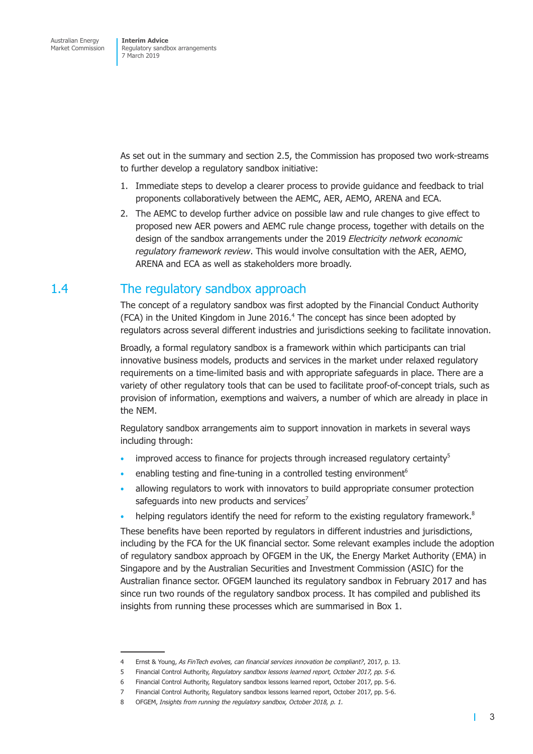As set out in the summary and section 2.5, the Commission has proposed two work-streams to further develop a regulatory sandbox initiative:

1. Immediate steps to develop a clearer process to provide guidance and feedback to trial proponents collaboratively between the AEMC, AER, AEMO, ARENA and ECA.
2. The AEMC to develop further advice on possible law and rule changes to give effect to proposed new AER powers and AEMC rule change process, together with details on the design of the sandbox arrangements under the 2019 *Electricity network economic regulatory framework review*. This would involve consultation with the AER, AEMO, ARENA and ECA as well as stakeholders more broadly.

## 1.4 The regulatory sandbox approach

The concept of a regulatory sandbox was first adopted by the Financial Conduct Authority (FCA) in the United Kingdom in June 2016.[4] The concept has since been adopted by regulators across several different industries and jurisdictions seeking to facilitate innovation.

Broadly, a formal regulatory sandbox is a framework within which participants can trial innovative business models, products and services in the market under relaxed regulatory requirements on a time-limited basis and with appropriate safeguards in place. There are a variety of other regulatory tools that can be used to facilitate proof-of-concept trials, such as provision of information, exemptions and waivers, a number of which are already in place in the NEM.

Regulatory sandbox arrangements aim to support innovation in markets in several ways including through:

- improved access to finance for projects through increased regulatory certainty[5]
- enabling testing and fine-tuning in a controlled testing environment[6]
- allowing regulators to work with innovators to build appropriate consumer protection safeguards into new products and services[7]
- helping regulators identify the need for reform to the existing regulatory framework.[8]

These benefits have been reported by regulators in different industries and jurisdictions, including by the FCA for the UK financial sector. Some relevant examples include the adoption of regulatory sandbox approach by OFGEM in the UK, the Energy Market Authority (EMA) in Singapore and by the Australian Securities and Investment Commission (ASIC) for the Australian finance sector. OFGEM launched its regulatory sandbox in February 2017 and has since run two rounds of the regulatory sandbox process. It has compiled and published its insights from running these processes which are summarised in Box 1.

---

4 Ernst & Young, *As FinTech evolves, can financial services innovation be compliant?*, 2017, p. 13.

5 Financial Control Authority, *Regulatory sandbox lessons learned report, October 2017, pp. 5-6.*

6 Financial Control Authority, Regulatory sandbox lessons learned report, October 2017, pp. 5-6.

7 Financial Control Authority, Regulatory sandbox lessons learned report, October 2017, pp. 5-6.

8 OFGEM, *Insights from running the regulatory sandbox, October 2018, p. 1.*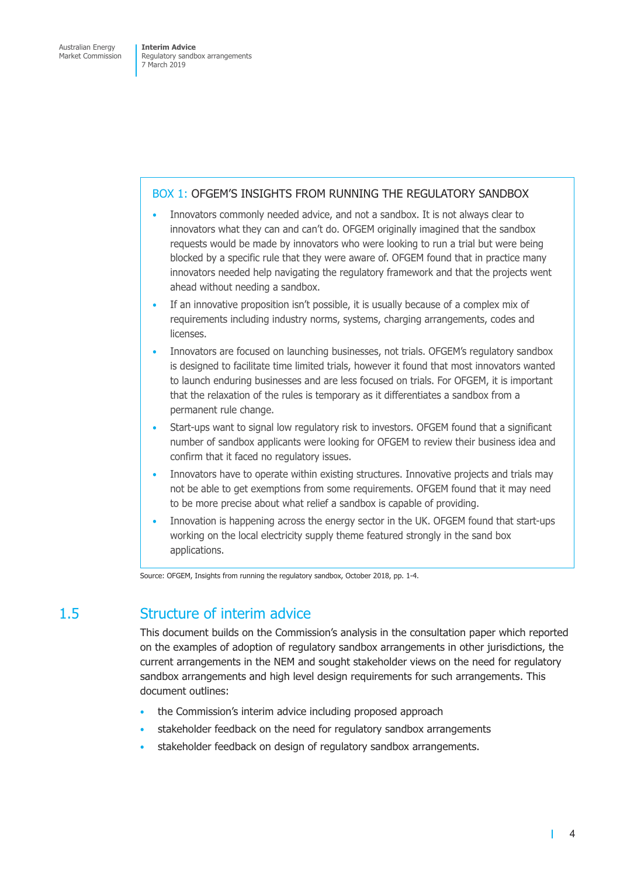**BOX 1: OFGEM'S INSIGHTS FROM RUNNING THE REGULATORY SANDBOX**

- Innovators commonly needed advice, and not a sandbox. It is not always clear to innovators what they can and can't do. OFGEM originally imagined that the sandbox requests would be made by innovators who were looking to run a trial but were being blocked by a specific rule that they were aware of. OFGEM found that in practice many innovators needed help navigating the regulatory framework and that the projects went ahead without needing a sandbox.
- If an innovative proposition isn't possible, it is usually because of a complex mix of requirements including industry norms, systems, charging arrangements, codes and licenses.
- Innovators are focused on launching businesses, not trials. OFGEM's regulatory sandbox is designed to facilitate time limited trials, however it found that most innovators wanted to launch enduring businesses and are less focused on trials. For OFGEM, it is important that the relaxation of the rules is temporary as it differentiates a sandbox from a permanent rule change.
- Start-ups want to signal low regulatory risk to investors. OFGEM found that a significant number of sandbox applicants were looking for OFGEM to review their business idea and confirm that it faced no regulatory issues.
- Innovators have to operate within existing structures. Innovative projects and trials may not be able to get exemptions from some requirements. OFGEM found that it may need to be more precise about what relief a sandbox is capable of providing.
- Innovation is happening across the energy sector in the UK. OFGEM found that start-ups working on the local electricity supply theme featured strongly in the sand box applications.

Source: OFGEM, Insights from running the regulatory sandbox, October 2018, pp. 1-4.

## 1.5 Structure of interim advice

This document builds on the Commission's analysis in the consultation paper which reported on the examples of adoption of regulatory sandbox arrangements in other jurisdictions, the current arrangements in the NEM and sought stakeholder views on the need for regulatory sandbox arrangements and high level design requirements for such arrangements. This document outlines:

- the Commission's interim advice including proposed approach
- stakeholder feedback on the need for regulatory sandbox arrangements
- stakeholder feedback on design of regulatory sandbox arrangements.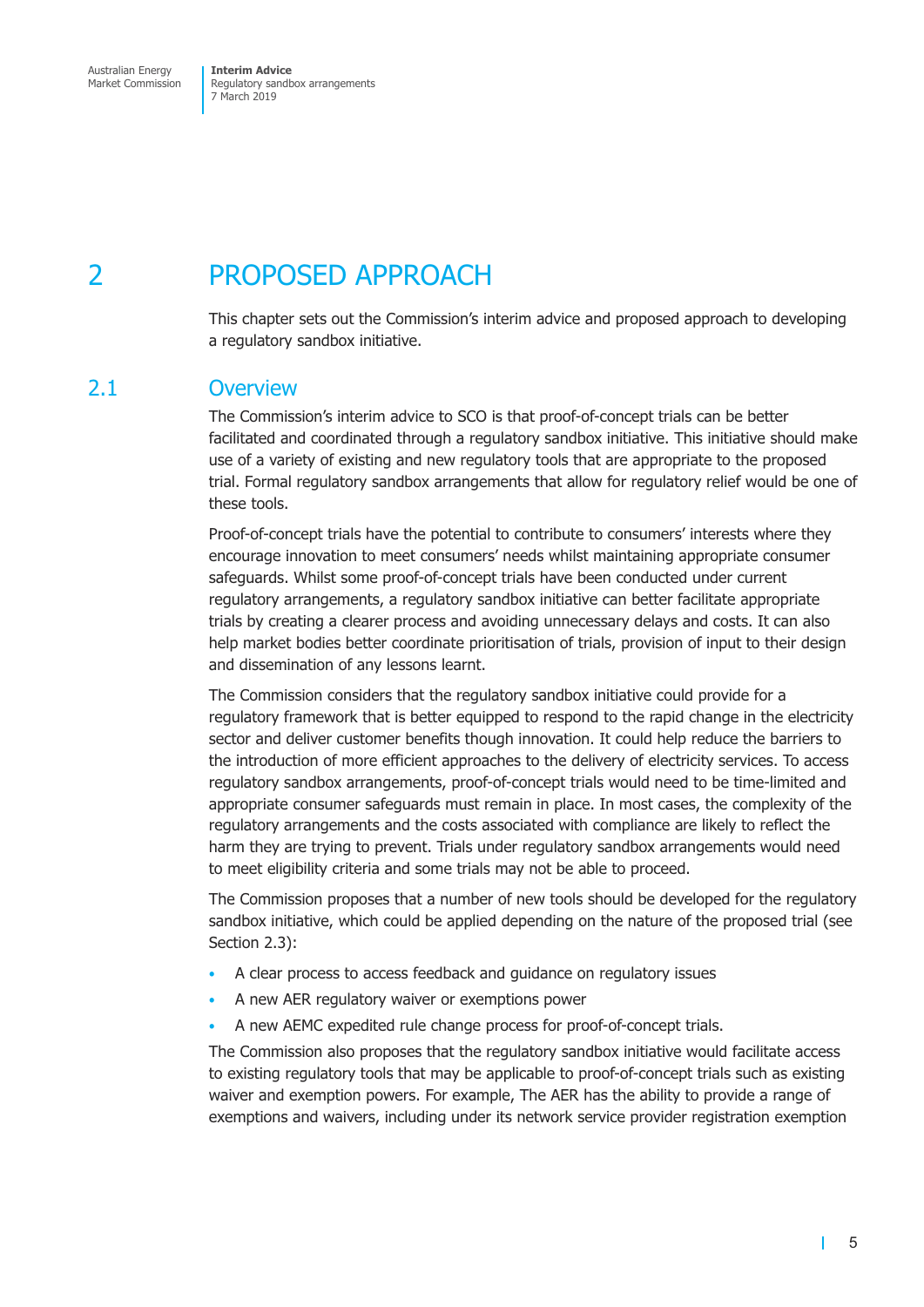# 2 PROPOSED APPROACH

This chapter sets out the Commission's interim advice and proposed approach to developing a regulatory sandbox initiative.

## 2.1 Overview

The Commission's interim advice to SCO is that proof-of-concept trials can be better facilitated and coordinated through a regulatory sandbox initiative. This initiative should make use of a variety of existing and new regulatory tools that are appropriate to the proposed trial. Formal regulatory sandbox arrangements that allow for regulatory relief would be one of these tools.

Proof-of-concept trials have the potential to contribute to consumers' interests where they encourage innovation to meet consumers' needs whilst maintaining appropriate consumer safeguards. Whilst some proof-of-concept trials have been conducted under current regulatory arrangements, a regulatory sandbox initiative can better facilitate appropriate trials by creating a clearer process and avoiding unnecessary delays and costs. It can also help market bodies better coordinate prioritisation of trials, provision of input to their design and dissemination of any lessons learnt.

The Commission considers that the regulatory sandbox initiative could provide for a regulatory framework that is better equipped to respond to the rapid change in the electricity sector and deliver customer benefits though innovation. It could help reduce the barriers to the introduction of more efficient approaches to the delivery of electricity services. To access regulatory sandbox arrangements, proof-of-concept trials would need to be time-limited and appropriate consumer safeguards must remain in place. In most cases, the complexity of the regulatory arrangements and the costs associated with compliance are likely to reflect the harm they are trying to prevent. Trials under regulatory sandbox arrangements would need to meet eligibility criteria and some trials may not be able to proceed.

The Commission proposes that a number of new tools should be developed for the regulatory sandbox initiative, which could be applied depending on the nature of the proposed trial (see Section 2.3):

- A clear process to access feedback and guidance on regulatory issues
- A new AER regulatory waiver or exemptions power
- A new AEMC expedited rule change process for proof-of-concept trials.

The Commission also proposes that the regulatory sandbox initiative would facilitate access to existing regulatory tools that may be applicable to proof-of-concept trials such as existing waiver and exemption powers. For example, The AER has the ability to provide a range of exemptions and waivers, including under its network service provider registration exemption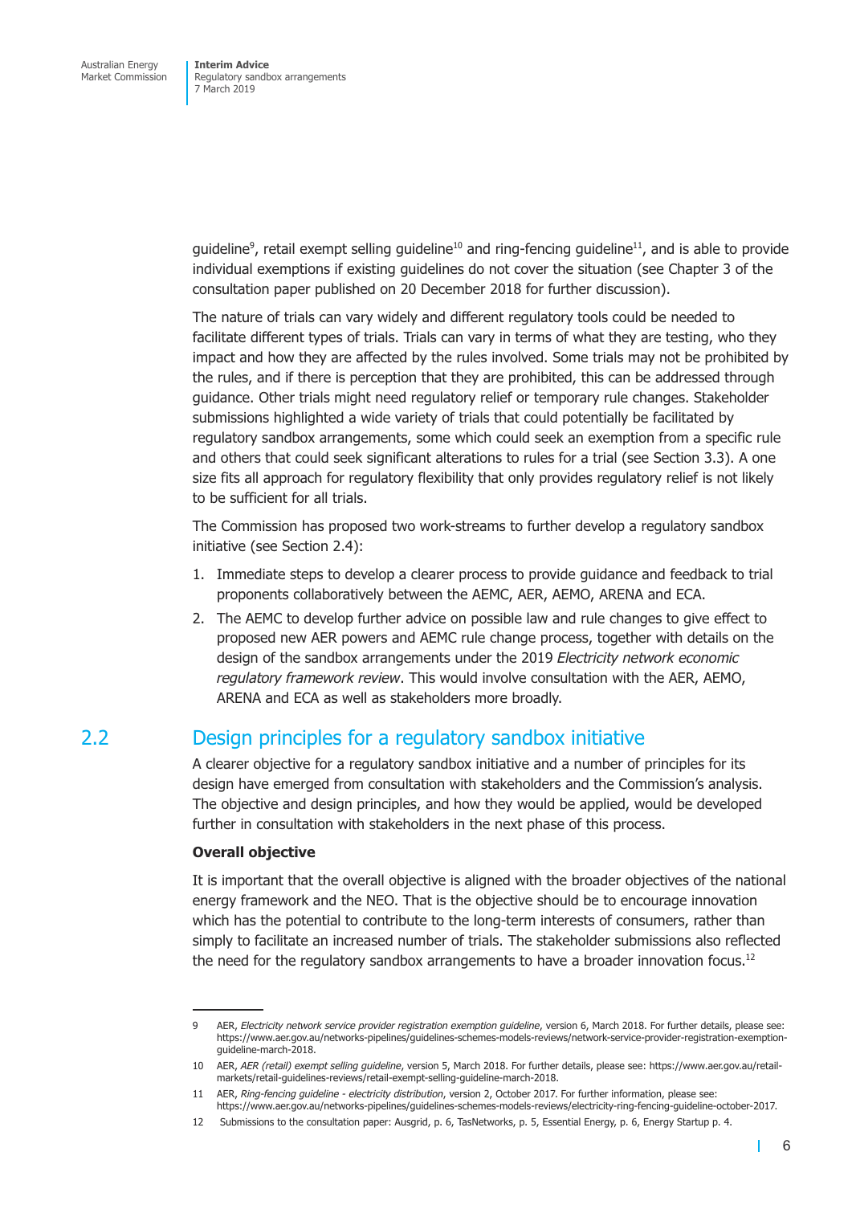guideline[9], retail exempt selling guideline[10] and ring-fencing guideline[11], and is able to provide individual exemptions if existing guidelines do not cover the situation (see Chapter 3 of the consultation paper published on 20 December 2018 for further discussion).

The nature of trials can vary widely and different regulatory tools could be needed to facilitate different types of trials. Trials can vary in terms of what they are testing, who they impact and how they are affected by the rules involved. Some trials may not be prohibited by the rules, and if there is perception that they are prohibited, this can be addressed through guidance. Other trials might need regulatory relief or temporary rule changes. Stakeholder submissions highlighted a wide variety of trials that could potentially be facilitated by regulatory sandbox arrangements, some which could seek an exemption from a specific rule and others that could seek significant alterations to rules for a trial (see Section 3.3). A one size fits all approach for regulatory flexibility that only provides regulatory relief is not likely to be sufficient for all trials.

The Commission has proposed two work-streams to further develop a regulatory sandbox initiative (see Section 2.4):

1. Immediate steps to develop a clearer process to provide guidance and feedback to trial proponents collaboratively between the AEMC, AER, AEMO, ARENA and ECA.
2. The AEMC to develop further advice on possible law and rule changes to give effect to proposed new AER powers and AEMC rule change process, together with details on the design of the sandbox arrangements under the 2019 *Electricity network economic regulatory framework review*. This would involve consultation with the AER, AEMO, ARENA and ECA as well as stakeholders more broadly.

## 2.2 Design principles for a regulatory sandbox initiative

A clearer objective for a regulatory sandbox initiative and a number of principles for its design have emerged from consultation with stakeholders and the Commission's analysis. The objective and design principles, and how they would be applied, would be developed further in consultation with stakeholders in the next phase of this process.

**Overall objective**

It is important that the overall objective is aligned with the broader objectives of the national energy framework and the NEO. That is the objective should be to encourage innovation which has the potential to contribute to the long-term interests of consumers, rather than simply to facilitate an increased number of trials. The stakeholder submissions also reflected the need for the regulatory sandbox arrangements to have a broader innovation focus.[12]

---

9 AER, *Electricity network service provider registration exemption guideline*, version 6, March 2018. For further details, please see: https://www.aer.gov.au/networks-pipelines/guidelines-schemes-models-reviews/network-service-provider-registration-exemption-guideline-march-2018.

10 AER, *AER (retail) exempt selling guideline*, version 5, March 2018. For further details, please see: https://www.aer.gov.au/retail-markets/retail-guidelines-reviews/retail-exempt-selling-guideline-march-2018.

11 AER, *Ring-fencing guideline - electricity distribution*, version 2, October 2017. For further information, please see: https://www.aer.gov.au/networks-pipelines/guidelines-schemes-models-reviews/electricity-ring-fencing-guideline-october-2017.

12 Submissions to the consultation paper: Ausgrid, p. 6, TasNetworks, p. 5, Essential Energy, p. 6, Energy Startup p. 4.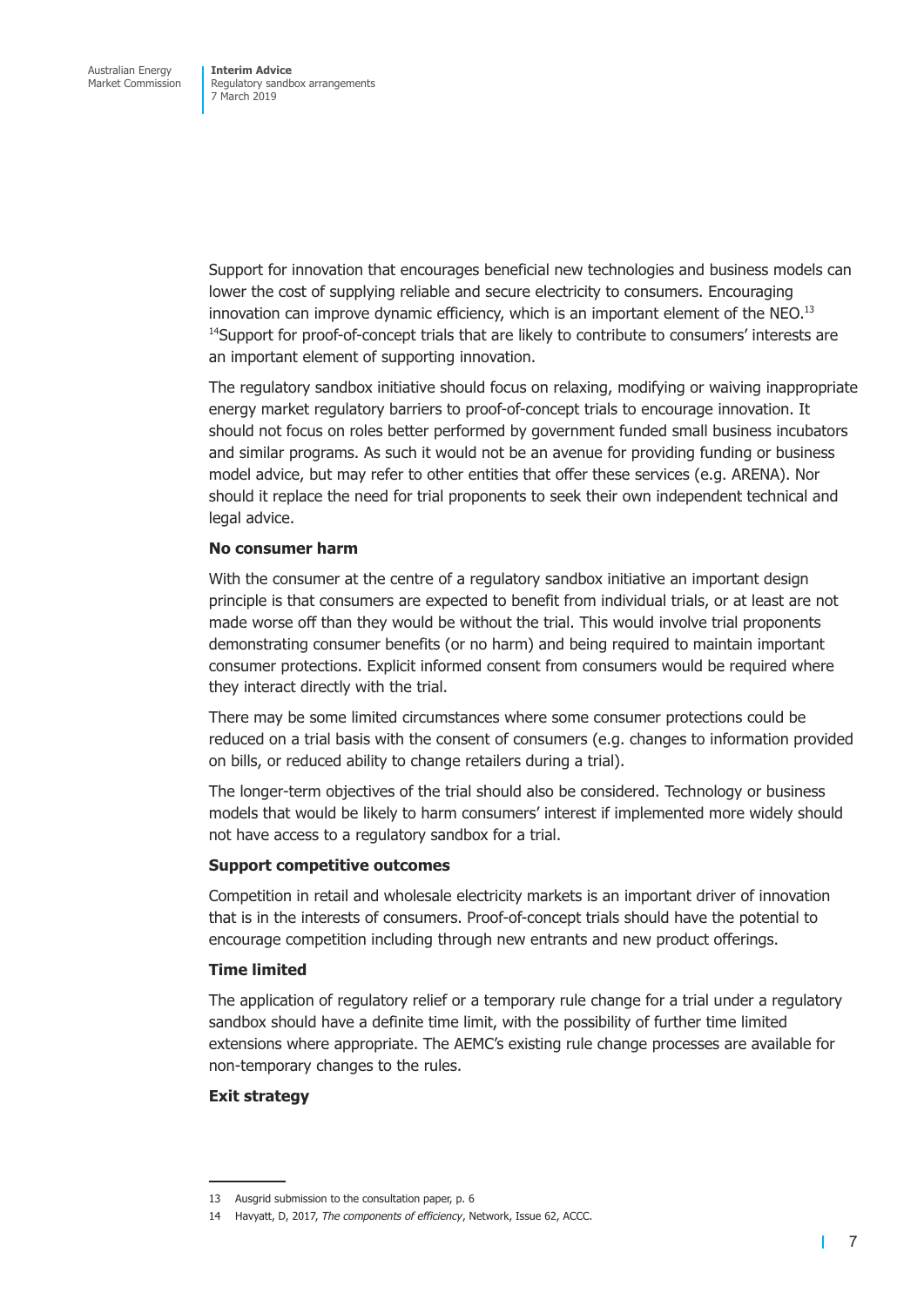Support for innovation that encourages beneficial new technologies and business models can lower the cost of supplying reliable and secure electricity to consumers. Encouraging innovation can improve dynamic efficiency, which is an important element of the NEO.[13] [14]Support for proof-of-concept trials that are likely to contribute to consumers' interests are an important element of supporting innovation.

The regulatory sandbox initiative should focus on relaxing, modifying or waiving inappropriate energy market regulatory barriers to proof-of-concept trials to encourage innovation. It should not focus on roles better performed by government funded small business incubators and similar programs. As such it would not be an avenue for providing funding or business model advice, but may refer to other entities that offer these services (e.g. ARENA). Nor should it replace the need for trial proponents to seek their own independent technical and legal advice.

**No consumer harm**

With the consumer at the centre of a regulatory sandbox initiative an important design principle is that consumers are expected to benefit from individual trials, or at least are not made worse off than they would be without the trial. This would involve trial proponents demonstrating consumer benefits (or no harm) and being required to maintain important consumer protections. Explicit informed consent from consumers would be required where they interact directly with the trial.

There may be some limited circumstances where some consumer protections could be reduced on a trial basis with the consent of consumers (e.g. changes to information provided on bills, or reduced ability to change retailers during a trial).

The longer-term objectives of the trial should also be considered. Technology or business models that would be likely to harm consumers' interest if implemented more widely should not have access to a regulatory sandbox for a trial.

**Support competitive outcomes**

Competition in retail and wholesale electricity markets is an important driver of innovation that is in the interests of consumers. Proof-of-concept trials should have the potential to encourage competition including through new entrants and new product offerings.

**Time limited**

The application of regulatory relief or a temporary rule change for a trial under a regulatory sandbox should have a definite time limit, with the possibility of further time limited extensions where appropriate. The AEMC's existing rule change processes are available for non-temporary changes to the rules.

**Exit strategy**

---

13 Ausgrid submission to the consultation paper, p. 6

14 Havyatt, D, 2017, *The components of efficiency*, Network, Issue 62, ACCC.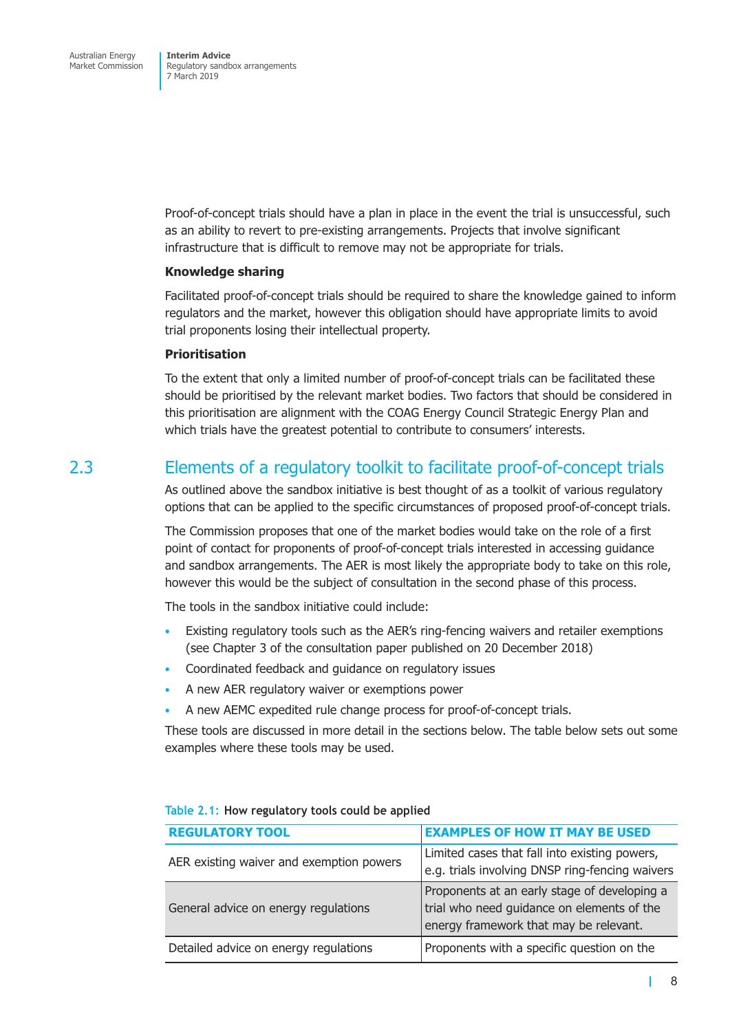Proof-of-concept trials should have a plan in place in the event the trial is unsuccessful, such as an ability to revert to pre-existing arrangements. Projects that involve significant infrastructure that is difficult to remove may not be appropriate for trials.

**Knowledge sharing**

Facilitated proof-of-concept trials should be required to share the knowledge gained to inform regulators and the market, however this obligation should have appropriate limits to avoid trial proponents losing their intellectual property.

**Prioritisation**

To the extent that only a limited number of proof-of-concept trials can be facilitated these should be prioritised by the relevant market bodies. Two factors that should be considered in this prioritisation are alignment with the COAG Energy Council Strategic Energy Plan and which trials have the greatest potential to contribute to consumers' interests.

## 2.3 Elements of a regulatory toolkit to facilitate proof-of-concept trials

As outlined above the sandbox initiative is best thought of as a toolkit of various regulatory options that can be applied to the specific circumstances of proposed proof-of-concept trials.

The Commission proposes that one of the market bodies would take on the role of a first point of contact for proponents of proof-of-concept trials interested in accessing guidance and sandbox arrangements. The AER is most likely the appropriate body to take on this role, however this would be the subject of consultation in the second phase of this process.

The tools in the sandbox initiative could include:

- Existing regulatory tools such as the AER's ring-fencing waivers and retailer exemptions (see Chapter 3 of the consultation paper published on 20 December 2018)
- Coordinated feedback and guidance on regulatory issues
- A new AER regulatory waiver or exemptions power
- A new AEMC expedited rule change process for proof-of-concept trials.

These tools are discussed in more detail in the sections below. The table below sets out some examples where these tools may be used.

Table 2.1: How regulatory tools could be applied

| REGULATORY TOOL | EXAMPLES OF HOW IT MAY BE USED |
|---|---|
| AER existing waiver and exemption powers | Limited cases that fall into existing powers, e.g. trials involving DNSP ring-fencing waivers |
| General advice on energy regulations | Proponents at an early stage of developing a trial who need guidance on elements of the energy framework that may be relevant. |
| Detailed advice on energy regulations | Proponents with a specific question on the |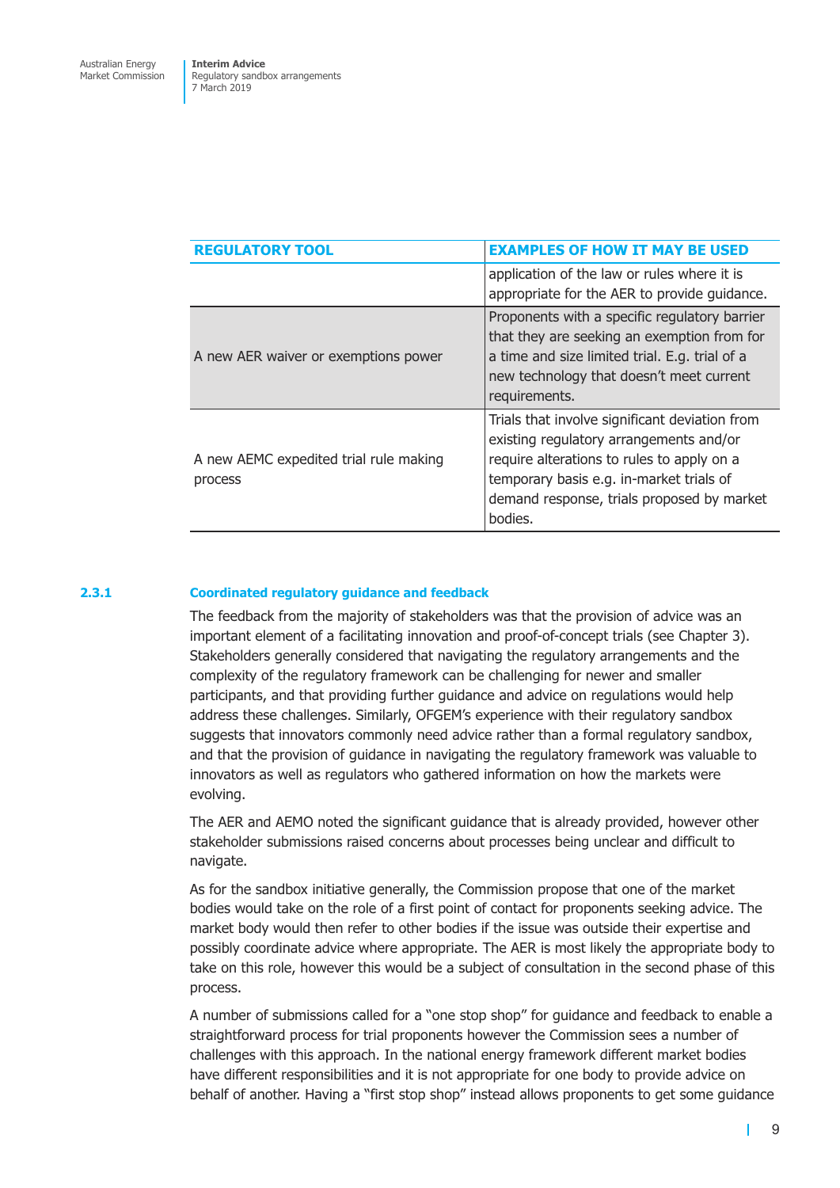| REGULATORY TOOL | EXAMPLES OF HOW IT MAY BE USED |
| --- | --- |
| | application of the law or rules where it is appropriate for the AER to provide guidance. |
| A new AER waiver or exemptions power | Proponents with a specific regulatory barrier that they are seeking an exemption from for a time and size limited trial. E.g. trial of a new technology that doesn't meet current requirements. |
| A new AEMC expedited trial rule making process | Trials that involve significant deviation from existing regulatory arrangements and/or require alterations to rules to apply on a temporary basis e.g. in-market trials of demand response, trials proposed by market bodies. |

### 2.3.1 Coordinated regulatory guidance and feedback

The feedback from the majority of stakeholders was that the provision of advice was an important element of a facilitating innovation and proof-of-concept trials (see Chapter 3). Stakeholders generally considered that navigating the regulatory arrangements and the complexity of the regulatory framework can be challenging for newer and smaller participants, and that providing further guidance and advice on regulations would help address these challenges. Similarly, OFGEM's experience with their regulatory sandbox suggests that innovators commonly need advice rather than a formal regulatory sandbox, and that the provision of guidance in navigating the regulatory framework was valuable to innovators as well as regulators who gathered information on how the markets were evolving.

The AER and AEMO noted the significant guidance that is already provided, however other stakeholder submissions raised concerns about processes being unclear and difficult to navigate.

As for the sandbox initiative generally, the Commission propose that one of the market bodies would take on the role of a first point of contact for proponents seeking advice. The market body would then refer to other bodies if the issue was outside their expertise and possibly coordinate advice where appropriate. The AER is most likely the appropriate body to take on this role, however this would be a subject of consultation in the second phase of this process.

A number of submissions called for a "one stop shop" for guidance and feedback to enable a straightforward process for trial proponents however the Commission sees a number of challenges with this approach. In the national energy framework different market bodies have different responsibilities and it is not appropriate for one body to provide advice on behalf of another. Having a "first stop shop" instead allows proponents to get some guidance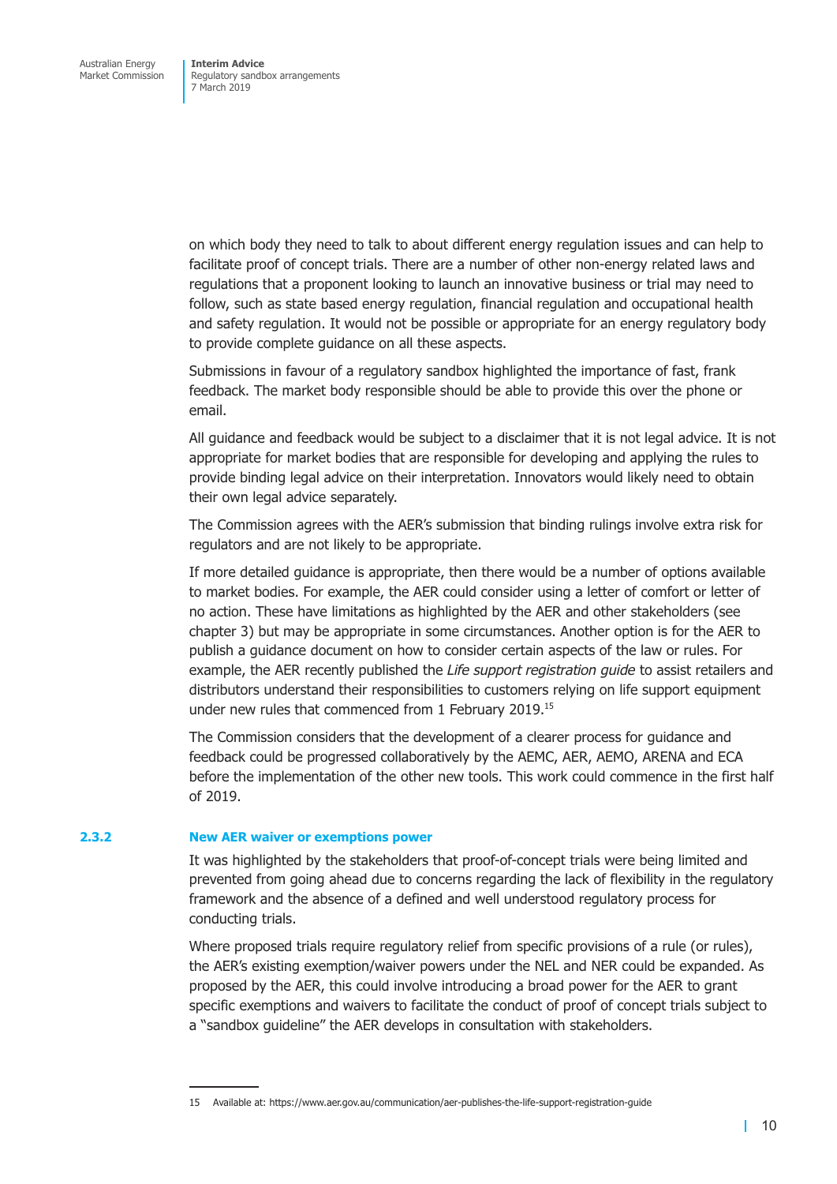on which body they need to talk to about different energy regulation issues and can help to facilitate proof of concept trials. There are a number of other non-energy related laws and regulations that a proponent looking to launch an innovative business or trial may need to follow, such as state based energy regulation, financial regulation and occupational health and safety regulation. It would not be possible or appropriate for an energy regulatory body to provide complete guidance on all these aspects.

Submissions in favour of a regulatory sandbox highlighted the importance of fast, frank feedback. The market body responsible should be able to provide this over the phone or email.

All guidance and feedback would be subject to a disclaimer that it is not legal advice. It is not appropriate for market bodies that are responsible for developing and applying the rules to provide binding legal advice on their interpretation. Innovators would likely need to obtain their own legal advice separately.

The Commission agrees with the AER's submission that binding rulings involve extra risk for regulators and are not likely to be appropriate.

If more detailed guidance is appropriate, then there would be a number of options available to market bodies. For example, the AER could consider using a letter of comfort or letter of no action. These have limitations as highlighted by the AER and other stakeholders (see chapter 3) but may be appropriate in some circumstances. Another option is for the AER to publish a guidance document on how to consider certain aspects of the law or rules. For example, the AER recently published the *Life support registration guide* to assist retailers and distributors understand their responsibilities to customers relying on life support equipment under new rules that commenced from 1 February 2019.[15]

The Commission considers that the development of a clearer process for guidance and feedback could be progressed collaboratively by the AEMC, AER, AEMO, ARENA and ECA before the implementation of the other new tools. This work could commence in the first half of 2019.

### 2.3.2 New AER waiver or exemptions power

It was highlighted by the stakeholders that proof-of-concept trials were being limited and prevented from going ahead due to concerns regarding the lack of flexibility in the regulatory framework and the absence of a defined and well understood regulatory process for conducting trials.

Where proposed trials require regulatory relief from specific provisions of a rule (or rules), the AER's existing exemption/waiver powers under the NEL and NER could be expanded. As proposed by the AER, this could involve introducing a broad power for the AER to grant specific exemptions and waivers to facilitate the conduct of proof of concept trials subject to a "sandbox guideline" the AER develops in consultation with stakeholders.

---

15 Available at: https://www.aer.gov.au/communication/aer-publishes-the-life-support-registration-guide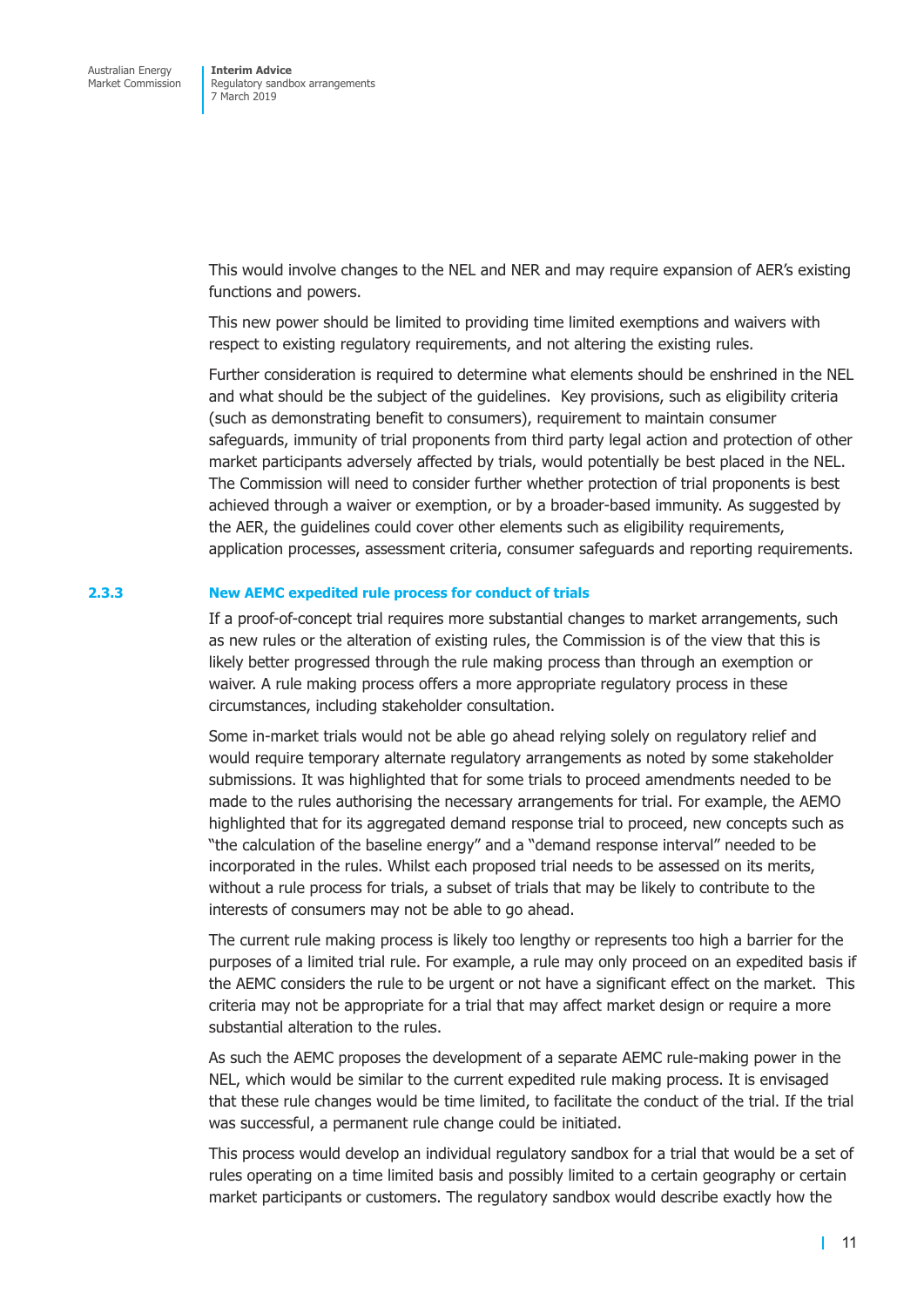This would involve changes to the NEL and NER and may require expansion of AER's existing functions and powers.

This new power should be limited to providing time limited exemptions and waivers with respect to existing regulatory requirements, and not altering the existing rules.

Further consideration is required to determine what elements should be enshrined in the NEL and what should be the subject of the guidelines. Key provisions, such as eligibility criteria (such as demonstrating benefit to consumers), requirement to maintain consumer safeguards, immunity of trial proponents from third party legal action and protection of other market participants adversely affected by trials, would potentially be best placed in the NEL. The Commission will need to consider further whether protection of trial proponents is best achieved through a waiver or exemption, or by a broader-based immunity. As suggested by the AER, the guidelines could cover other elements such as eligibility requirements, application processes, assessment criteria, consumer safeguards and reporting requirements.

### 2.3.3 New AEMC expedited rule process for conduct of trials

If a proof-of-concept trial requires more substantial changes to market arrangements, such as new rules or the alteration of existing rules, the Commission is of the view that this is likely better progressed through the rule making process than through an exemption or waiver. A rule making process offers a more appropriate regulatory process in these circumstances, including stakeholder consultation.

Some in-market trials would not be able go ahead relying solely on regulatory relief and would require temporary alternate regulatory arrangements as noted by some stakeholder submissions. It was highlighted that for some trials to proceed amendments needed to be made to the rules authorising the necessary arrangements for trial. For example, the AEMO highlighted that for its aggregated demand response trial to proceed, new concepts such as "the calculation of the baseline energy" and a "demand response interval" needed to be incorporated in the rules. Whilst each proposed trial needs to be assessed on its merits, without a rule process for trials, a subset of trials that may be likely to contribute to the interests of consumers may not be able to go ahead.

The current rule making process is likely too lengthy or represents too high a barrier for the purposes of a limited trial rule. For example, a rule may only proceed on an expedited basis if the AEMC considers the rule to be urgent or not have a significant effect on the market. This criteria may not be appropriate for a trial that may affect market design or require a more substantial alteration to the rules.

As such the AEMC proposes the development of a separate AEMC rule-making power in the NEL, which would be similar to the current expedited rule making process. It is envisaged that these rule changes would be time limited, to facilitate the conduct of the trial. If the trial was successful, a permanent rule change could be initiated.

This process would develop an individual regulatory sandbox for a trial that would be a set of rules operating on a time limited basis and possibly limited to a certain geography or certain market participants or customers. The regulatory sandbox would describe exactly how the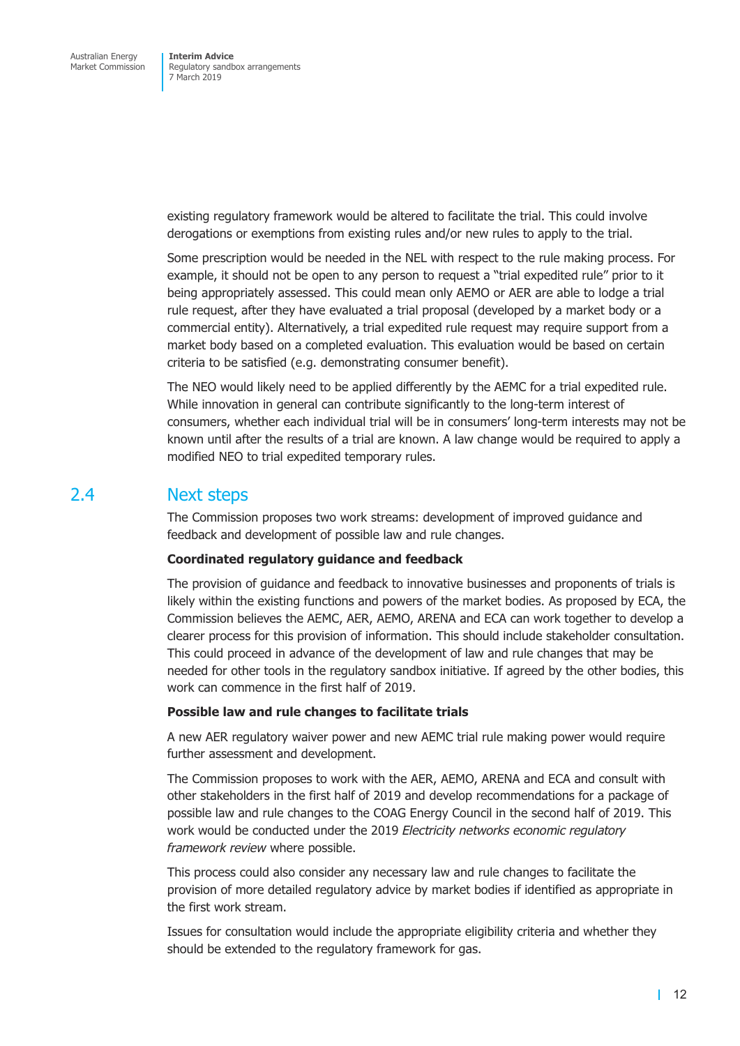existing regulatory framework would be altered to facilitate the trial. This could involve derogations or exemptions from existing rules and/or new rules to apply to the trial.

Some prescription would be needed in the NEL with respect to the rule making process. For example, it should not be open to any person to request a "trial expedited rule" prior to it being appropriately assessed. This could mean only AEMO or AER are able to lodge a trial rule request, after they have evaluated a trial proposal (developed by a market body or a commercial entity). Alternatively, a trial expedited rule request may require support from a market body based on a completed evaluation. This evaluation would be based on certain criteria to be satisfied (e.g. demonstrating consumer benefit).

The NEO would likely need to be applied differently by the AEMC for a trial expedited rule. While innovation in general can contribute significantly to the long-term interest of consumers, whether each individual trial will be in consumers' long-term interests may not be known until after the results of a trial are known. A law change would be required to apply a modified NEO to trial expedited temporary rules.

## 2.4 Next steps

The Commission proposes two work streams: development of improved guidance and feedback and development of possible law and rule changes.

**Coordinated regulatory guidance and feedback**

The provision of guidance and feedback to innovative businesses and proponents of trials is likely within the existing functions and powers of the market bodies. As proposed by ECA, the Commission believes the AEMC, AER, AEMO, ARENA and ECA can work together to develop a clearer process for this provision of information. This should include stakeholder consultation. This could proceed in advance of the development of law and rule changes that may be needed for other tools in the regulatory sandbox initiative. If agreed by the other bodies, this work can commence in the first half of 2019.

**Possible law and rule changes to facilitate trials**

A new AER regulatory waiver power and new AEMC trial rule making power would require further assessment and development.

The Commission proposes to work with the AER, AEMO, ARENA and ECA and consult with other stakeholders in the first half of 2019 and develop recommendations for a package of possible law and rule changes to the COAG Energy Council in the second half of 2019. This work would be conducted under the 2019 *Electricity networks economic regulatory framework review* where possible.

This process could also consider any necessary law and rule changes to facilitate the provision of more detailed regulatory advice by market bodies if identified as appropriate in the first work stream.

Issues for consultation would include the appropriate eligibility criteria and whether they should be extended to the regulatory framework for gas.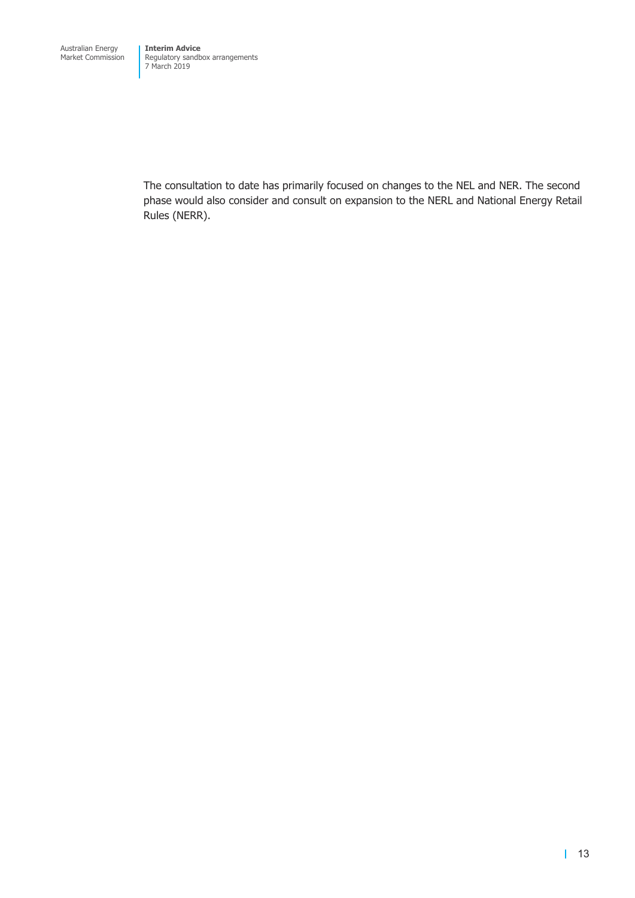The consultation to date has primarily focused on changes to the NEL and NER. The second phase would also consider and consult on expansion to the NERL and National Energy Retail Rules (NERR).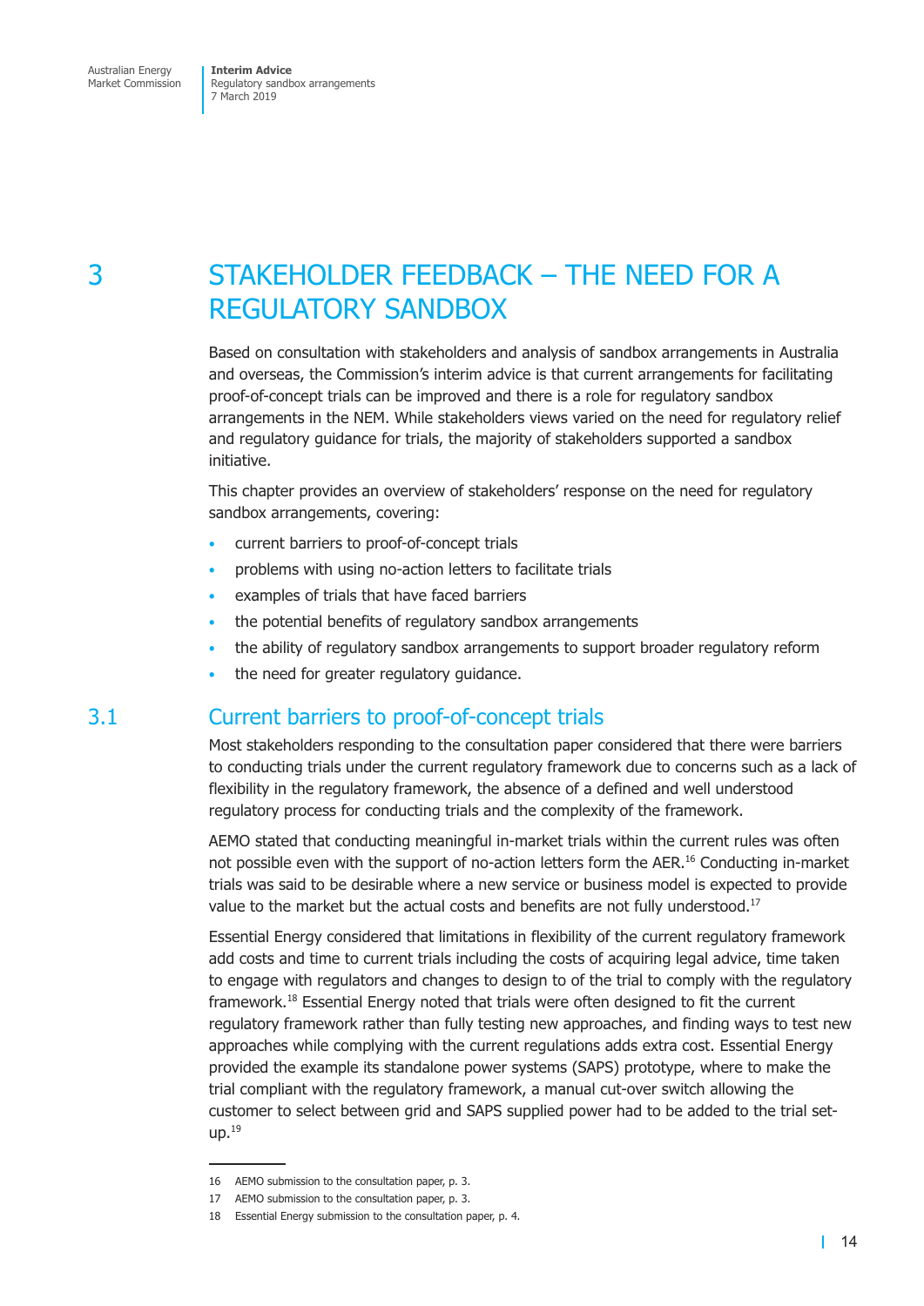# 3 STAKEHOLDER FEEDBACK – THE NEED FOR A REGULATORY SANDBOX

Based on consultation with stakeholders and analysis of sandbox arrangements in Australia and overseas, the Commission's interim advice is that current arrangements for facilitating proof-of-concept trials can be improved and there is a role for regulatory sandbox arrangements in the NEM. While stakeholders views varied on the need for regulatory relief and regulatory guidance for trials, the majority of stakeholders supported a sandbox initiative.

This chapter provides an overview of stakeholders' response on the need for regulatory sandbox arrangements, covering:

- current barriers to proof-of-concept trials
- problems with using no-action letters to facilitate trials
- examples of trials that have faced barriers
- the potential benefits of regulatory sandbox arrangements
- the ability of regulatory sandbox arrangements to support broader regulatory reform
- the need for greater regulatory guidance.

## 3.1 Current barriers to proof-of-concept trials

Most stakeholders responding to the consultation paper considered that there were barriers to conducting trials under the current regulatory framework due to concerns such as a lack of flexibility in the regulatory framework, the absence of a defined and well understood regulatory process for conducting trials and the complexity of the framework.

AEMO stated that conducting meaningful in-market trials within the current rules was often not possible even with the support of no-action letters form the AER.[16] Conducting in-market trials was said to be desirable where a new service or business model is expected to provide value to the market but the actual costs and benefits are not fully understood.[17]

Essential Energy considered that limitations in flexibility of the current regulatory framework add costs and time to current trials including the costs of acquiring legal advice, time taken to engage with regulators and changes to design to of the trial to comply with the regulatory framework.[18] Essential Energy noted that trials were often designed to fit the current regulatory framework rather than fully testing new approaches, and finding ways to test new approaches while complying with the current regulations adds extra cost. Essential Energy provided the example its standalone power systems (SAPS) prototype, where to make the trial compliant with the regulatory framework, a manual cut-over switch allowing the customer to select between grid and SAPS supplied power had to be added to the trial set-up.[19]

---

16 AEMO submission to the consultation paper, p. 3.

17 AEMO submission to the consultation paper, p. 3.

18 Essential Energy submission to the consultation paper, p. 4.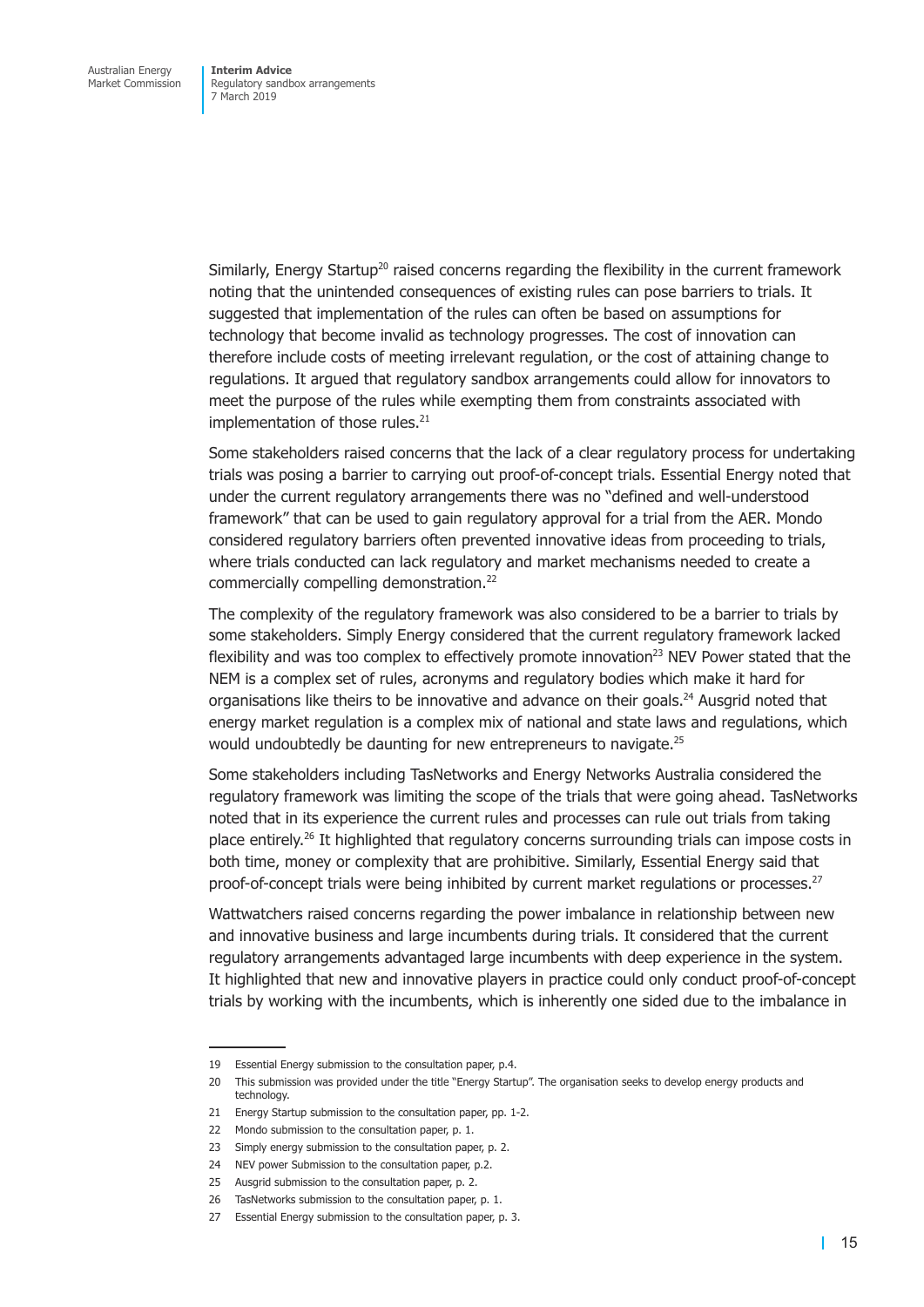Similarly, Energy Startup[20] raised concerns regarding the flexibility in the current framework noting that the unintended consequences of existing rules can pose barriers to trials. It suggested that implementation of the rules can often be based on assumptions for technology that become invalid as technology progresses. The cost of innovation can therefore include costs of meeting irrelevant regulation, or the cost of attaining change to regulations. It argued that regulatory sandbox arrangements could allow for innovators to meet the purpose of the rules while exempting them from constraints associated with implementation of those rules.[21]

Some stakeholders raised concerns that the lack of a clear regulatory process for undertaking trials was posing a barrier to carrying out proof-of-concept trials. Essential Energy noted that under the current regulatory arrangements there was no "defined and well-understood framework" that can be used to gain regulatory approval for a trial from the AER. Mondo considered regulatory barriers often prevented innovative ideas from proceeding to trials, where trials conducted can lack regulatory and market mechanisms needed to create a commercially compelling demonstration.[22]

The complexity of the regulatory framework was also considered to be a barrier to trials by some stakeholders. Simply Energy considered that the current regulatory framework lacked flexibility and was too complex to effectively promote innovation[23] NEV Power stated that the NEM is a complex set of rules, acronyms and regulatory bodies which make it hard for organisations like theirs to be innovative and advance on their goals.[24] Ausgrid noted that energy market regulation is a complex mix of national and state laws and regulations, which would undoubtedly be daunting for new entrepreneurs to navigate.[25]

Some stakeholders including TasNetworks and Energy Networks Australia considered the regulatory framework was limiting the scope of the trials that were going ahead. TasNetworks noted that in its experience the current rules and processes can rule out trials from taking place entirely.[26] It highlighted that regulatory concerns surrounding trials can impose costs in both time, money or complexity that are prohibitive. Similarly, Essential Energy said that proof-of-concept trials were being inhibited by current market regulations or processes.[27]

Wattwatchers raised concerns regarding the power imbalance in relationship between new and innovative business and large incumbents during trials. It considered that the current regulatory arrangements advantaged large incumbents with deep experience in the system. It highlighted that new and innovative players in practice could only conduct proof-of-concept trials by working with the incumbents, which is inherently one sided due to the imbalance in

---

19 Essential Energy submission to the consultation paper, p.4.

20 This submission was provided under the title "Energy Startup". The organisation seeks to develop energy products and technology.

21 Energy Startup submission to the consultation paper, pp. 1-2.

22 Mondo submission to the consultation paper, p. 1.

23 Simply energy submission to the consultation paper, p. 2.

24 NEV power Submission to the consultation paper, p.2.

25 Ausgrid submission to the consultation paper, p. 2.

26 TasNetworks submission to the consultation paper, p. 1.

27 Essential Energy submission to the consultation paper, p. 3.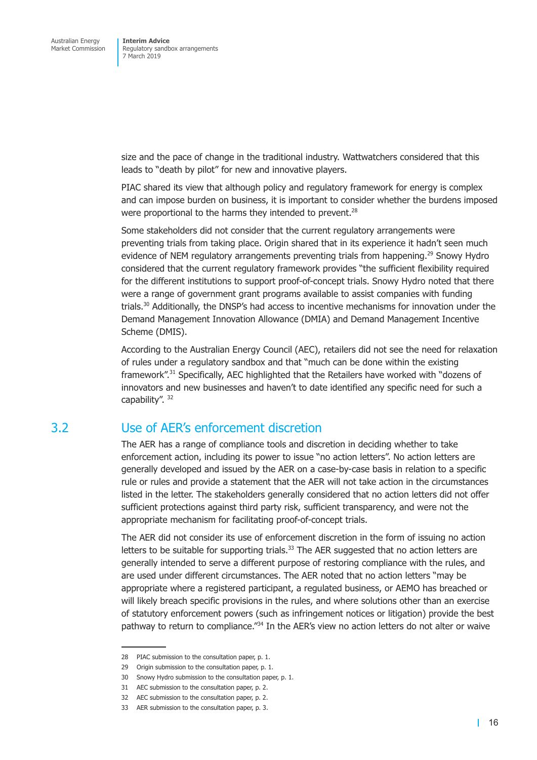size and the pace of change in the traditional industry. Wattwatchers considered that this leads to "death by pilot" for new and innovative players.

PIAC shared its view that although policy and regulatory framework for energy is complex and can impose burden on business, it is important to consider whether the burdens imposed were proportional to the harms they intended to prevent.[28]

Some stakeholders did not consider that the current regulatory arrangements were preventing trials from taking place. Origin shared that in its experience it hadn't seen much evidence of NEM regulatory arrangements preventing trials from happening.[29] Snowy Hydro considered that the current regulatory framework provides "the sufficient flexibility required for the different institutions to support proof-of-concept trials. Snowy Hydro noted that there were a range of government grant programs available to assist companies with funding trials.[30] Additionally, the DNSP's had access to incentive mechanisms for innovation under the Demand Management Innovation Allowance (DMIA) and Demand Management Incentive Scheme (DMIS).

According to the Australian Energy Council (AEC), retailers did not see the need for relaxation of rules under a regulatory sandbox and that "much can be done within the existing framework".[31] Specifically, AEC highlighted that the Retailers have worked with "dozens of innovators and new businesses and haven't to date identified any specific need for such a capability". [32]

## 3.2 Use of AER's enforcement discretion

The AER has a range of compliance tools and discretion in deciding whether to take enforcement action, including its power to issue "no action letters". No action letters are generally developed and issued by the AER on a case-by-case basis in relation to a specific rule or rules and provide a statement that the AER will not take action in the circumstances listed in the letter. The stakeholders generally considered that no action letters did not offer sufficient protections against third party risk, sufficient transparency, and were not the appropriate mechanism for facilitating proof-of-concept trials.

The AER did not consider its use of enforcement discretion in the form of issuing no action letters to be suitable for supporting trials.[33] The AER suggested that no action letters are generally intended to serve a different purpose of restoring compliance with the rules, and are used under different circumstances. The AER noted that no action letters "may be appropriate where a registered participant, a regulated business, or AEMO has breached or will likely breach specific provisions in the rules, and where solutions other than an exercise of statutory enforcement powers (such as infringement notices or litigation) provide the best pathway to return to compliance."[34] In the AER's view no action letters do not alter or waive

---

28 PIAC submission to the consultation paper, p. 1.

29 Origin submission to the consultation paper, p. 1.

30 Snowy Hydro submission to the consultation paper, p. 1.

31 AEC submission to the consultation paper, p. 2.

32 AEC submission to the consultation paper, p. 2.

33 AER submission to the consultation paper, p. 3.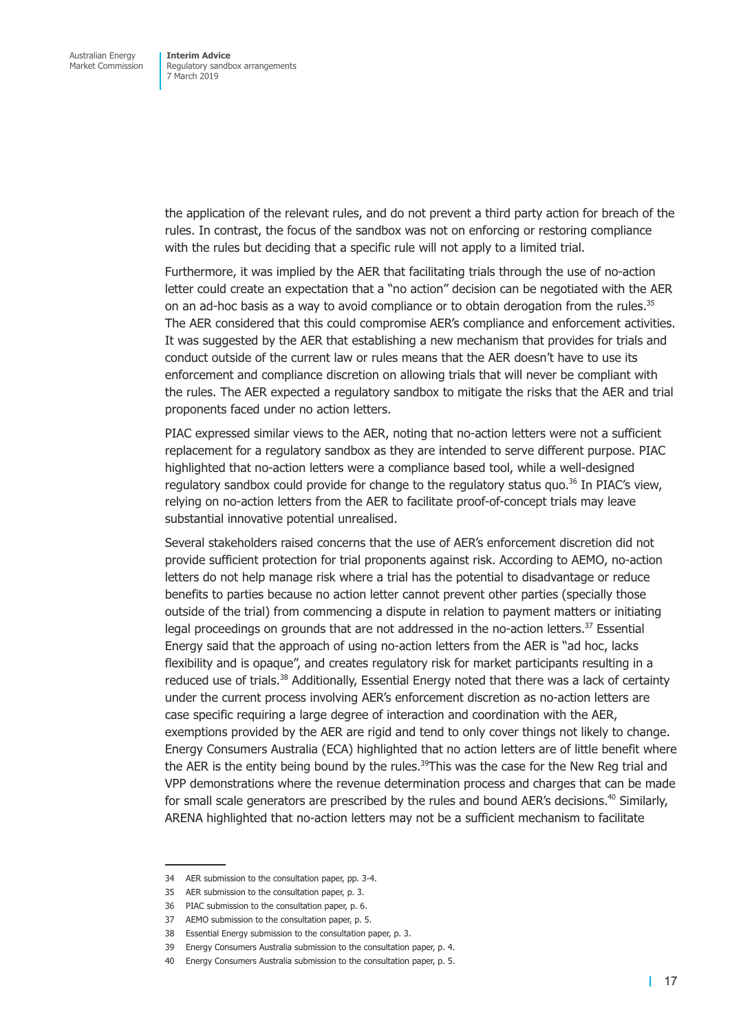the application of the relevant rules, and do not prevent a third party action for breach of the rules. In contrast, the focus of the sandbox was not on enforcing or restoring compliance with the rules but deciding that a specific rule will not apply to a limited trial.

Furthermore, it was implied by the AER that facilitating trials through the use of no-action letter could create an expectation that a "no action" decision can be negotiated with the AER on an ad-hoc basis as a way to avoid compliance or to obtain derogation from the rules.[35] The AER considered that this could compromise AER's compliance and enforcement activities. It was suggested by the AER that establishing a new mechanism that provides for trials and conduct outside of the current law or rules means that the AER doesn't have to use its enforcement and compliance discretion on allowing trials that will never be compliant with the rules. The AER expected a regulatory sandbox to mitigate the risks that the AER and trial proponents faced under no action letters.

PIAC expressed similar views to the AER, noting that no-action letters were not a sufficient replacement for a regulatory sandbox as they are intended to serve different purpose. PIAC highlighted that no-action letters were a compliance based tool, while a well-designed regulatory sandbox could provide for change to the regulatory status quo.[36] In PIAC's view, relying on no-action letters from the AER to facilitate proof-of-concept trials may leave substantial innovative potential unrealised.

Several stakeholders raised concerns that the use of AER's enforcement discretion did not provide sufficient protection for trial proponents against risk. According to AEMO, no-action letters do not help manage risk where a trial has the potential to disadvantage or reduce benefits to parties because no action letter cannot prevent other parties (specially those outside of the trial) from commencing a dispute in relation to payment matters or initiating legal proceedings on grounds that are not addressed in the no-action letters.[37] Essential Energy said that the approach of using no-action letters from the AER is "ad hoc, lacks flexibility and is opaque", and creates regulatory risk for market participants resulting in a reduced use of trials.[38] Additionally, Essential Energy noted that there was a lack of certainty under the current process involving AER's enforcement discretion as no-action letters are case specific requiring a large degree of interaction and coordination with the AER, exemptions provided by the AER are rigid and tend to only cover things not likely to change. Energy Consumers Australia (ECA) highlighted that no action letters are of little benefit where the AER is the entity being bound by the rules.[39]This was the case for the New Reg trial and VPP demonstrations where the revenue determination process and charges that can be made for small scale generators are prescribed by the rules and bound AER's decisions.[40] Similarly, ARENA highlighted that no-action letters may not be a sufficient mechanism to facilitate

34 AER submission to the consultation paper, pp. 3-4.

35 AER submission to the consultation paper, p. 3.

36 PIAC submission to the consultation paper, p. 6.

37 AEMO submission to the consultation paper, p. 5.

38 Essential Energy submission to the consultation paper, p. 3.

39 Energy Consumers Australia submission to the consultation paper, p. 4.

40 Energy Consumers Australia submission to the consultation paper, p. 5.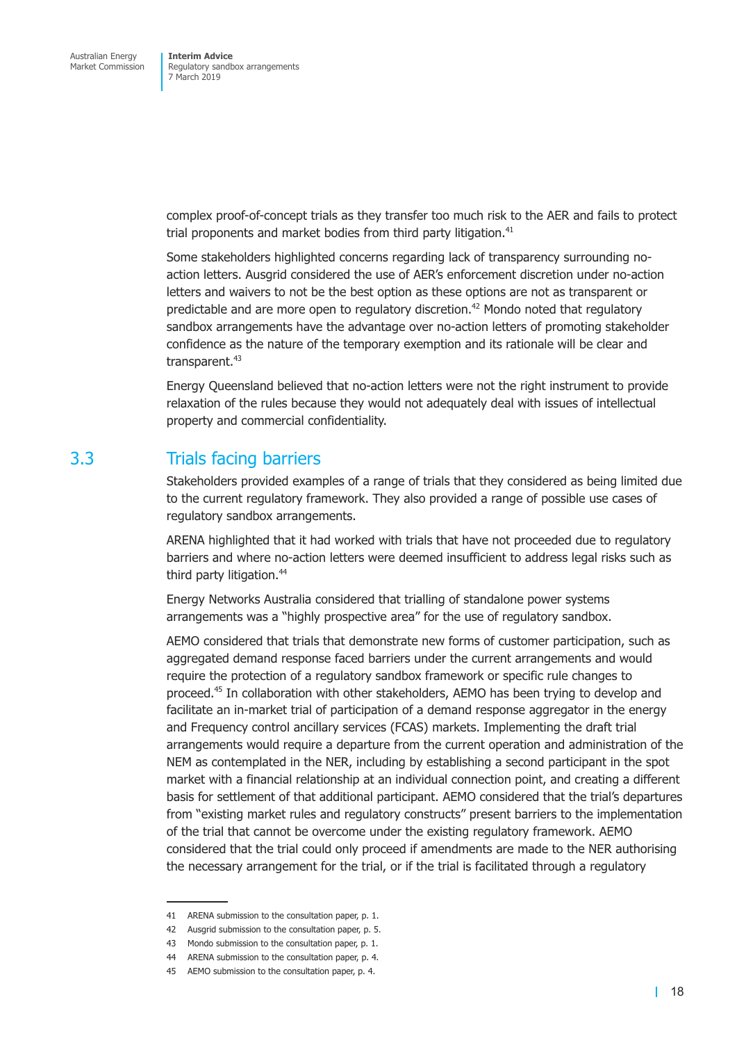complex proof-of-concept trials as they transfer too much risk to the AER and fails to protect trial proponents and market bodies from third party litigation.[41]

Some stakeholders highlighted concerns regarding lack of transparency surrounding no-action letters. Ausgrid considered the use of AER's enforcement discretion under no-action letters and waivers to not be the best option as these options are not as transparent or predictable and are more open to regulatory discretion.[42] Mondo noted that regulatory sandbox arrangements have the advantage over no-action letters of promoting stakeholder confidence as the nature of the temporary exemption and its rationale will be clear and transparent.[43]

Energy Queensland believed that no-action letters were not the right instrument to provide relaxation of the rules because they would not adequately deal with issues of intellectual property and commercial confidentiality.

## 3.3 Trials facing barriers

Stakeholders provided examples of a range of trials that they considered as being limited due to the current regulatory framework. They also provided a range of possible use cases of regulatory sandbox arrangements.

ARENA highlighted that it had worked with trials that have not proceeded due to regulatory barriers and where no-action letters were deemed insufficient to address legal risks such as third party litigation.[44]

Energy Networks Australia considered that trialling of standalone power systems arrangements was a "highly prospective area" for the use of regulatory sandbox.

AEMO considered that trials that demonstrate new forms of customer participation, such as aggregated demand response faced barriers under the current arrangements and would require the protection of a regulatory sandbox framework or specific rule changes to proceed.[45] In collaboration with other stakeholders, AEMO has been trying to develop and facilitate an in-market trial of participation of a demand response aggregator in the energy and Frequency control ancillary services (FCAS) markets. Implementing the draft trial arrangements would require a departure from the current operation and administration of the NEM as contemplated in the NER, including by establishing a second participant in the spot market with a financial relationship at an individual connection point, and creating a different basis for settlement of that additional participant. AEMO considered that the trial's departures from "existing market rules and regulatory constructs" present barriers to the implementation of the trial that cannot be overcome under the existing regulatory framework. AEMO considered that the trial could only proceed if amendments are made to the NER authorising the necessary arrangement for the trial, or if the trial is facilitated through a regulatory

41 ARENA submission to the consultation paper, p. 1.

42 Ausgrid submission to the consultation paper, p. 5.

43 Mondo submission to the consultation paper, p. 1.

44 ARENA submission to the consultation paper, p. 4.

45 AEMO submission to the consultation paper, p. 4.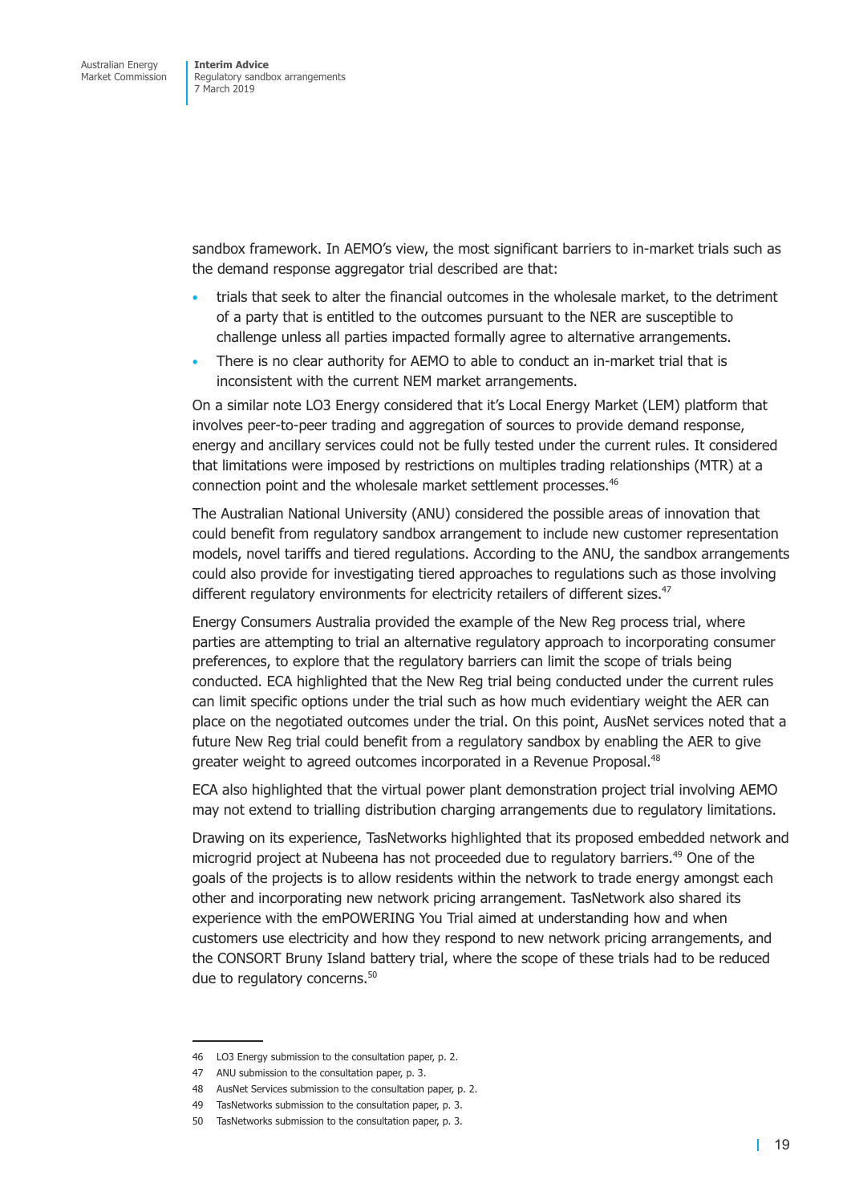sandbox framework. In AEMO's view, the most significant barriers to in-market trials such as the demand response aggregator trial described are that:

- trials that seek to alter the financial outcomes in the wholesale market, to the detriment of a party that is entitled to the outcomes pursuant to the NER are susceptible to challenge unless all parties impacted formally agree to alternative arrangements.
- There is no clear authority for AEMO to able to conduct an in-market trial that is inconsistent with the current NEM market arrangements.

On a similar note LO3 Energy considered that it's Local Energy Market (LEM) platform that involves peer-to-peer trading and aggregation of sources to provide demand response, energy and ancillary services could not be fully tested under the current rules. It considered that limitations were imposed by restrictions on multiples trading relationships (MTR) at a connection point and the wholesale market settlement processes.[46]

The Australian National University (ANU) considered the possible areas of innovation that could benefit from regulatory sandbox arrangement to include new customer representation models, novel tariffs and tiered regulations. According to the ANU, the sandbox arrangements could also provide for investigating tiered approaches to regulations such as those involving different regulatory environments for electricity retailers of different sizes.[47]

Energy Consumers Australia provided the example of the New Reg process trial, where parties are attempting to trial an alternative regulatory approach to incorporating consumer preferences, to explore that the regulatory barriers can limit the scope of trials being conducted. ECA highlighted that the New Reg trial being conducted under the current rules can limit specific options under the trial such as how much evidentiary weight the AER can place on the negotiated outcomes under the trial. On this point, AusNet services noted that a future New Reg trial could benefit from a regulatory sandbox by enabling the AER to give greater weight to agreed outcomes incorporated in a Revenue Proposal.[48]

ECA also highlighted that the virtual power plant demonstration project trial involving AEMO may not extend to trialling distribution charging arrangements due to regulatory limitations.

Drawing on its experience, TasNetworks highlighted that its proposed embedded network and microgrid project at Nubeena has not proceeded due to regulatory barriers.[49] One of the goals of the projects is to allow residents within the network to trade energy amongst each other and incorporating new network pricing arrangement. TasNetwork also shared its experience with the emPOWERING You Trial aimed at understanding how and when customers use electricity and how they respond to new network pricing arrangements, and the CONSORT Bruny Island battery trial, where the scope of these trials had to be reduced due to regulatory concerns.[50]

---

46 LO3 Energy submission to the consultation paper, p. 2.

47 ANU submission to the consultation paper, p. 3.

48 AusNet Services submission to the consultation paper, p. 2.

49 TasNetworks submission to the consultation paper, p. 3.

50 TasNetworks submission to the consultation paper, p. 3.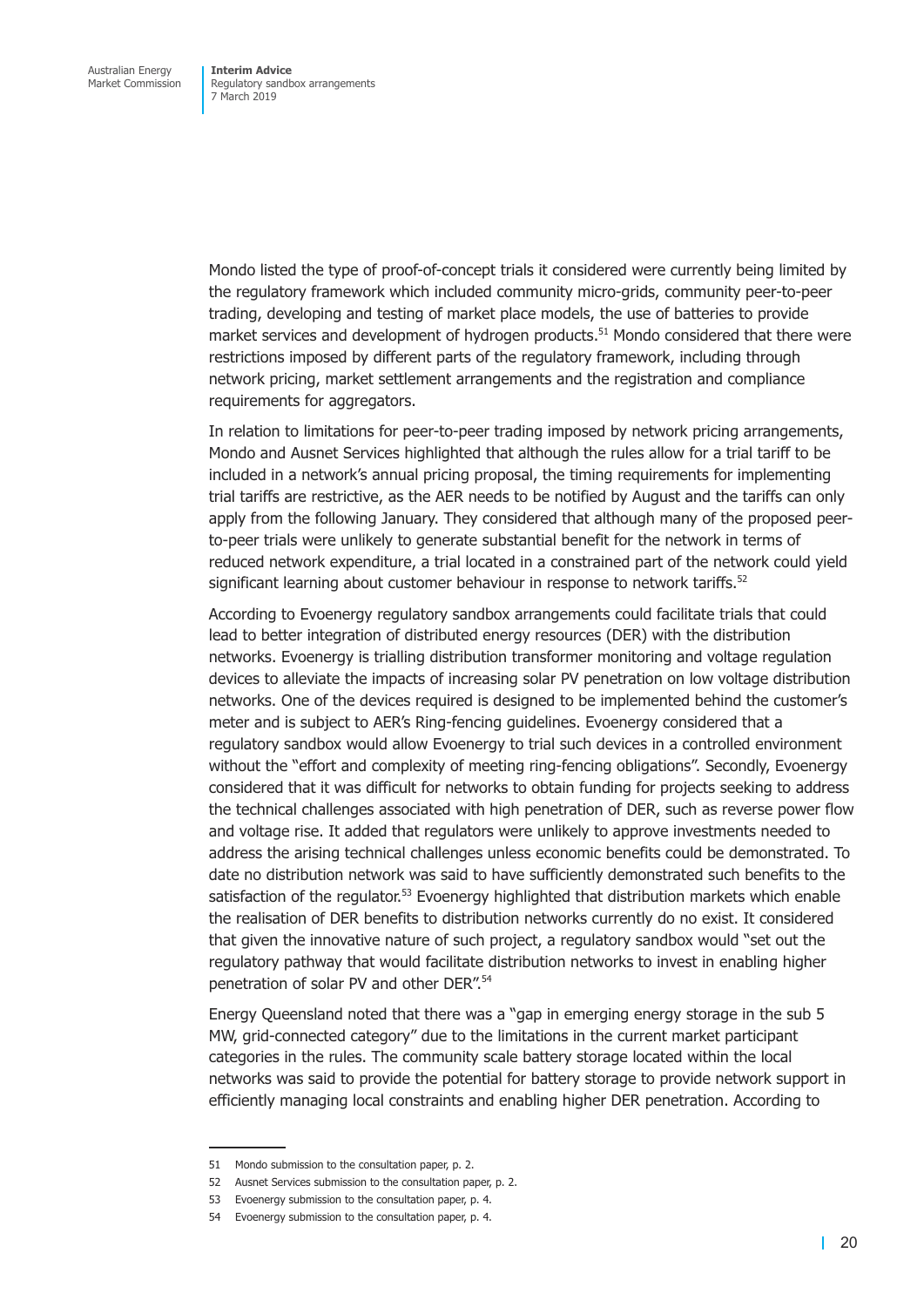Mondo listed the type of proof-of-concept trials it considered were currently being limited by the regulatory framework which included community micro-grids, community peer-to-peer trading, developing and testing of market place models, the use of batteries to provide market services and development of hydrogen products.[51] Mondo considered that there were restrictions imposed by different parts of the regulatory framework, including through network pricing, market settlement arrangements and the registration and compliance requirements for aggregators.

In relation to limitations for peer-to-peer trading imposed by network pricing arrangements, Mondo and Ausnet Services highlighted that although the rules allow for a trial tariff to be included in a network's annual pricing proposal, the timing requirements for implementing trial tariffs are restrictive, as the AER needs to be notified by August and the tariffs can only apply from the following January. They considered that although many of the proposed peer-to-peer trials were unlikely to generate substantial benefit for the network in terms of reduced network expenditure, a trial located in a constrained part of the network could yield significant learning about customer behaviour in response to network tariffs.[52]

According to Evoenergy regulatory sandbox arrangements could facilitate trials that could lead to better integration of distributed energy resources (DER) with the distribution networks. Evoenergy is trialling distribution transformer monitoring and voltage regulation devices to alleviate the impacts of increasing solar PV penetration on low voltage distribution networks. One of the devices required is designed to be implemented behind the customer's meter and is subject to AER's Ring-fencing guidelines. Evoenergy considered that a regulatory sandbox would allow Evoenergy to trial such devices in a controlled environment without the "effort and complexity of meeting ring-fencing obligations". Secondly, Evoenergy considered that it was difficult for networks to obtain funding for projects seeking to address the technical challenges associated with high penetration of DER, such as reverse power flow and voltage rise. It added that regulators were unlikely to approve investments needed to address the arising technical challenges unless economic benefits could be demonstrated. To date no distribution network was said to have sufficiently demonstrated such benefits to the satisfaction of the regulator.[53] Evoenergy highlighted that distribution markets which enable the realisation of DER benefits to distribution networks currently do no exist. It considered that given the innovative nature of such project, a regulatory sandbox would "set out the regulatory pathway that would facilitate distribution networks to invest in enabling higher penetration of solar PV and other DER".[54]

Energy Queensland noted that there was a "gap in emerging energy storage in the sub 5 MW, grid-connected category" due to the limitations in the current market participant categories in the rules. The community scale battery storage located within the local networks was said to provide the potential for battery storage to provide network support in efficiently managing local constraints and enabling higher DER penetration. According to

---

51 Mondo submission to the consultation paper, p. 2.

52 Ausnet Services submission to the consultation paper, p. 2.

53 Evoenergy submission to the consultation paper, p. 4.

54 Evoenergy submission to the consultation paper, p. 4.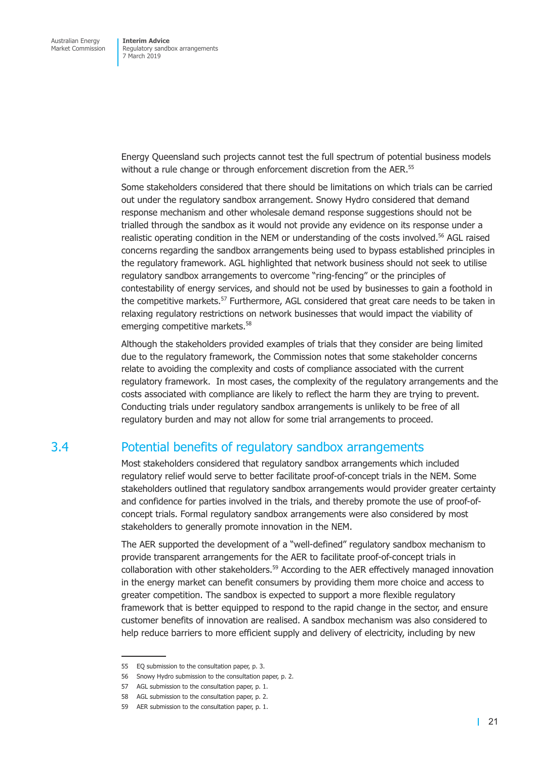Energy Queensland such projects cannot test the full spectrum of potential business models without a rule change or through enforcement discretion from the AER.[55]

Some stakeholders considered that there should be limitations on which trials can be carried out under the regulatory sandbox arrangement. Snowy Hydro considered that demand response mechanism and other wholesale demand response suggestions should not be trialled through the sandbox as it would not provide any evidence on its response under a realistic operating condition in the NEM or understanding of the costs involved.[56] AGL raised concerns regarding the sandbox arrangements being used to bypass established principles in the regulatory framework. AGL highlighted that network business should not seek to utilise regulatory sandbox arrangements to overcome "ring-fencing" or the principles of contestability of energy services, and should not be used by businesses to gain a foothold in the competitive markets.[57] Furthermore, AGL considered that great care needs to be taken in relaxing regulatory restrictions on network businesses that would impact the viability of emerging competitive markets.[58]

Although the stakeholders provided examples of trials that they consider are being limited due to the regulatory framework, the Commission notes that some stakeholder concerns relate to avoiding the complexity and costs of compliance associated with the current regulatory framework. In most cases, the complexity of the regulatory arrangements and the costs associated with compliance are likely to reflect the harm they are trying to prevent. Conducting trials under regulatory sandbox arrangements is unlikely to be free of all regulatory burden and may not allow for some trial arrangements to proceed.

## 3.4 Potential benefits of regulatory sandbox arrangements

Most stakeholders considered that regulatory sandbox arrangements which included regulatory relief would serve to better facilitate proof-of-concept trials in the NEM. Some stakeholders outlined that regulatory sandbox arrangements would provider greater certainty and confidence for parties involved in the trials, and thereby promote the use of proof-of-concept trials. Formal regulatory sandbox arrangements were also considered by most stakeholders to generally promote innovation in the NEM.

The AER supported the development of a "well-defined" regulatory sandbox mechanism to provide transparent arrangements for the AER to facilitate proof-of-concept trials in collaboration with other stakeholders.[59] According to the AER effectively managed innovation in the energy market can benefit consumers by providing them more choice and access to greater competition. The sandbox is expected to support a more flexible regulatory framework that is better equipped to respond to the rapid change in the sector, and ensure customer benefits of innovation are realised. A sandbox mechanism was also considered to help reduce barriers to more efficient supply and delivery of electricity, including by new

---

55 EQ submission to the consultation paper, p. 3.

56 Snowy Hydro submission to the consultation paper, p. 2.

57 AGL submission to the consultation paper, p. 1.

58 AGL submission to the consultation paper, p. 2.

59 AER submission to the consultation paper, p. 1.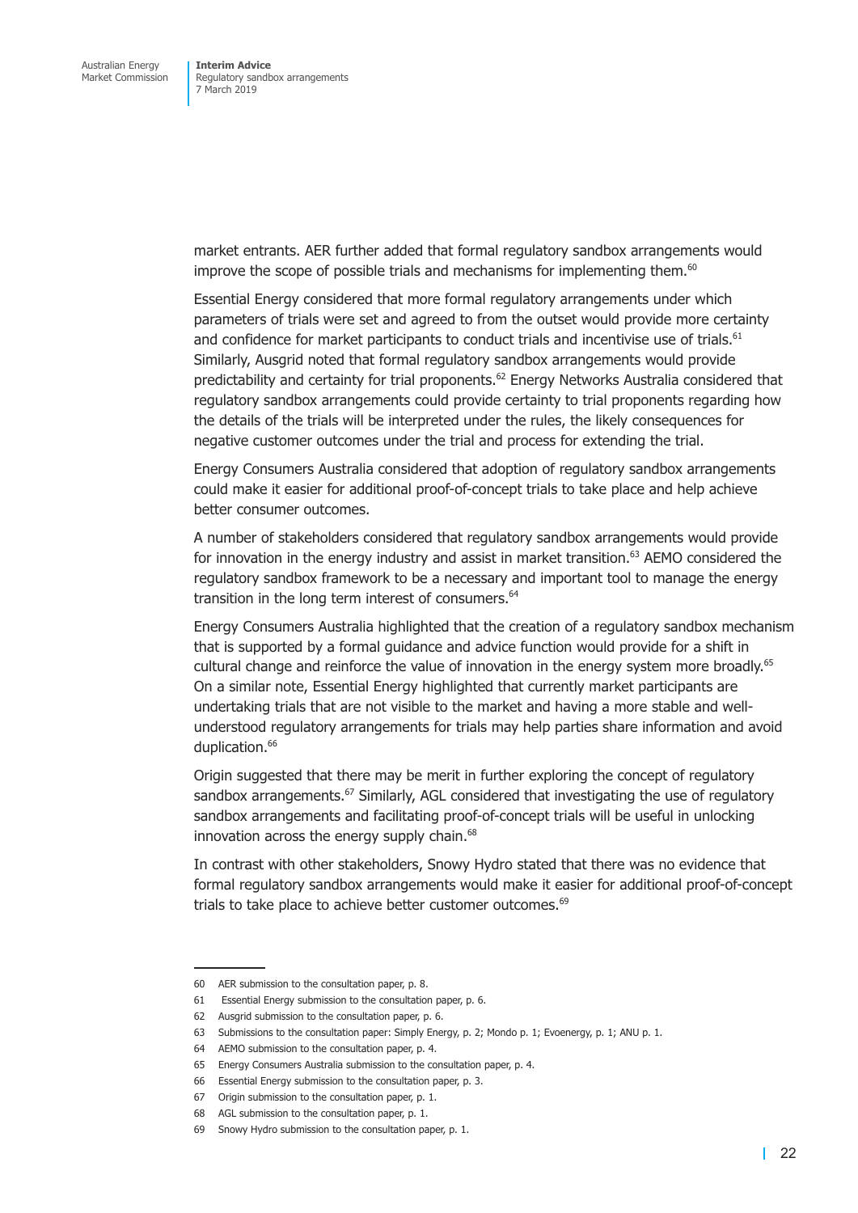market entrants. AER further added that formal regulatory sandbox arrangements would improve the scope of possible trials and mechanisms for implementing them.[60]

Essential Energy considered that more formal regulatory arrangements under which parameters of trials were set and agreed to from the outset would provide more certainty and confidence for market participants to conduct trials and incentivise use of trials.[61] Similarly, Ausgrid noted that formal regulatory sandbox arrangements would provide predictability and certainty for trial proponents.[62] Energy Networks Australia considered that regulatory sandbox arrangements could provide certainty to trial proponents regarding how the details of the trials will be interpreted under the rules, the likely consequences for negative customer outcomes under the trial and process for extending the trial.

Energy Consumers Australia considered that adoption of regulatory sandbox arrangements could make it easier for additional proof-of-concept trials to take place and help achieve better consumer outcomes.

A number of stakeholders considered that regulatory sandbox arrangements would provide for innovation in the energy industry and assist in market transition.[63] AEMO considered the regulatory sandbox framework to be a necessary and important tool to manage the energy transition in the long term interest of consumers.[64]

Energy Consumers Australia highlighted that the creation of a regulatory sandbox mechanism that is supported by a formal guidance and advice function would provide for a shift in cultural change and reinforce the value of innovation in the energy system more broadly.[65] On a similar note, Essential Energy highlighted that currently market participants are undertaking trials that are not visible to the market and having a more stable and well-understood regulatory arrangements for trials may help parties share information and avoid duplication.[66]

Origin suggested that there may be merit in further exploring the concept of regulatory sandbox arrangements.[67] Similarly, AGL considered that investigating the use of regulatory sandbox arrangements and facilitating proof-of-concept trials will be useful in unlocking innovation across the energy supply chain.[68]

In contrast with other stakeholders, Snowy Hydro stated that there was no evidence that formal regulatory sandbox arrangements would make it easier for additional proof-of-concept trials to take place to achieve better customer outcomes.[69]

---

60 AER submission to the consultation paper, p. 8.

61 Essential Energy submission to the consultation paper, p. 6.

62 Ausgrid submission to the consultation paper, p. 6.

63 Submissions to the consultation paper: Simply Energy, p. 2; Mondo p. 1; Evoenergy, p. 1; ANU p. 1.

64 AEMO submission to the consultation paper, p. 4.

65 Energy Consumers Australia submission to the consultation paper, p. 4.

66 Essential Energy submission to the consultation paper, p. 3.

67 Origin submission to the consultation paper, p. 1.

68 AGL submission to the consultation paper, p. 1.

69 Snowy Hydro submission to the consultation paper, p. 1.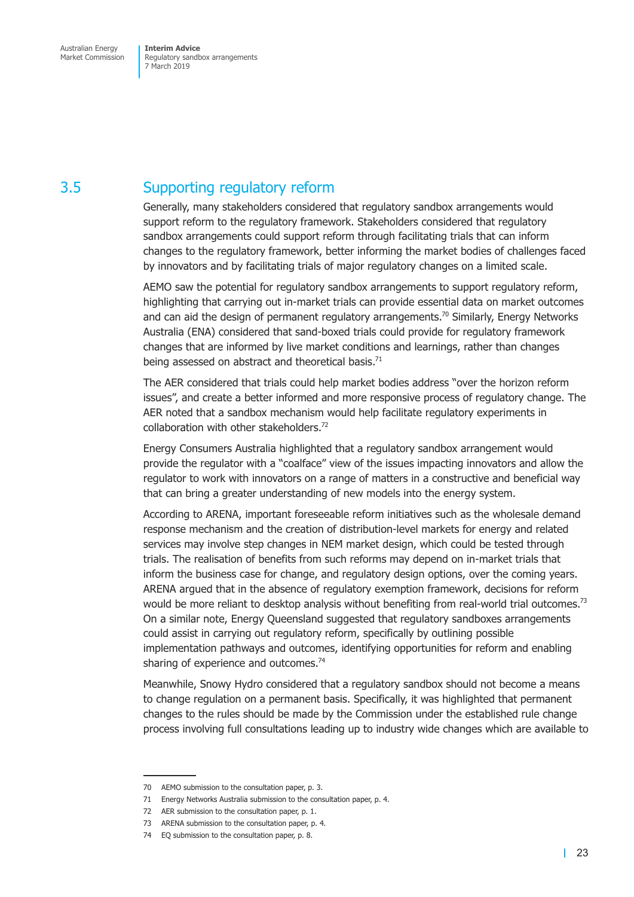## 3.5 Supporting regulatory reform

Generally, many stakeholders considered that regulatory sandbox arrangements would support reform to the regulatory framework. Stakeholders considered that regulatory sandbox arrangements could support reform through facilitating trials that can inform changes to the regulatory framework, better informing the market bodies of challenges faced by innovators and by facilitating trials of major regulatory changes on a limited scale.

AEMO saw the potential for regulatory sandbox arrangements to support regulatory reform, highlighting that carrying out in-market trials can provide essential data on market outcomes and can aid the design of permanent regulatory arrangements.[70] Similarly, Energy Networks Australia (ENA) considered that sand-boxed trials could provide for regulatory framework changes that are informed by live market conditions and learnings, rather than changes being assessed on abstract and theoretical basis.[71]

The AER considered that trials could help market bodies address "over the horizon reform issues", and create a better informed and more responsive process of regulatory change. The AER noted that a sandbox mechanism would help facilitate regulatory experiments in collaboration with other stakeholders.[72]

Energy Consumers Australia highlighted that a regulatory sandbox arrangement would provide the regulator with a "coalface" view of the issues impacting innovators and allow the regulator to work with innovators on a range of matters in a constructive and beneficial way that can bring a greater understanding of new models into the energy system.

According to ARENA, important foreseeable reform initiatives such as the wholesale demand response mechanism and the creation of distribution-level markets for energy and related services may involve step changes in NEM market design, which could be tested through trials. The realisation of benefits from such reforms may depend on in-market trials that inform the business case for change, and regulatory design options, over the coming years. ARENA argued that in the absence of regulatory exemption framework, decisions for reform would be more reliant to desktop analysis without benefiting from real-world trial outcomes.[73] On a similar note, Energy Queensland suggested that regulatory sandboxes arrangements could assist in carrying out regulatory reform, specifically by outlining possible implementation pathways and outcomes, identifying opportunities for reform and enabling sharing of experience and outcomes.[74]

Meanwhile, Snowy Hydro considered that a regulatory sandbox should not become a means to change regulation on a permanent basis. Specifically, it was highlighted that permanent changes to the rules should be made by the Commission under the established rule change process involving full consultations leading up to industry wide changes which are available to

---

70 AEMO submission to the consultation paper, p. 3.

71 Energy Networks Australia submission to the consultation paper, p. 4.

72 AER submission to the consultation paper, p. 1.

73 ARENA submission to the consultation paper, p. 4.

74 EQ submission to the consultation paper, p. 8.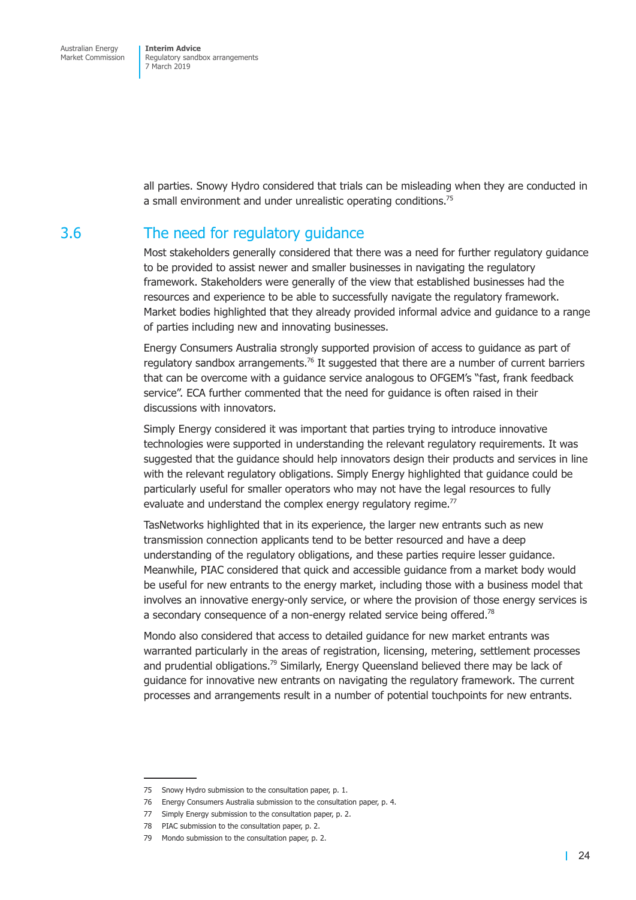all parties. Snowy Hydro considered that trials can be misleading when they are conducted in a small environment and under unrealistic operating conditions.[75]

## 3.6 The need for regulatory guidance

Most stakeholders generally considered that there was a need for further regulatory guidance to be provided to assist newer and smaller businesses in navigating the regulatory framework. Stakeholders were generally of the view that established businesses had the resources and experience to be able to successfully navigate the regulatory framework. Market bodies highlighted that they already provided informal advice and guidance to a range of parties including new and innovating businesses.

Energy Consumers Australia strongly supported provision of access to guidance as part of regulatory sandbox arrangements.[76] It suggested that there are a number of current barriers that can be overcome with a guidance service analogous to OFGEM's "fast, frank feedback service". ECA further commented that the need for guidance is often raised in their discussions with innovators.

Simply Energy considered it was important that parties trying to introduce innovative technologies were supported in understanding the relevant regulatory requirements. It was suggested that the guidance should help innovators design their products and services in line with the relevant regulatory obligations. Simply Energy highlighted that guidance could be particularly useful for smaller operators who may not have the legal resources to fully evaluate and understand the complex energy regulatory regime.[77]

TasNetworks highlighted that in its experience, the larger new entrants such as new transmission connection applicants tend to be better resourced and have a deep understanding of the regulatory obligations, and these parties require lesser guidance. Meanwhile, PIAC considered that quick and accessible guidance from a market body would be useful for new entrants to the energy market, including those with a business model that involves an innovative energy-only service, or where the provision of those energy services is a secondary consequence of a non-energy related service being offered.[78]

Mondo also considered that access to detailed guidance for new market entrants was warranted particularly in the areas of registration, licensing, metering, settlement processes and prudential obligations.[79] Similarly, Energy Queensland believed there may be lack of guidance for innovative new entrants on navigating the regulatory framework. The current processes and arrangements result in a number of potential touchpoints for new entrants.

---

75 Snowy Hydro submission to the consultation paper, p. 1.

76 Energy Consumers Australia submission to the consultation paper, p. 4.

77 Simply Energy submission to the consultation paper, p. 2.

78 PIAC submission to the consultation paper, p. 2.

79 Mondo submission to the consultation paper, p. 2.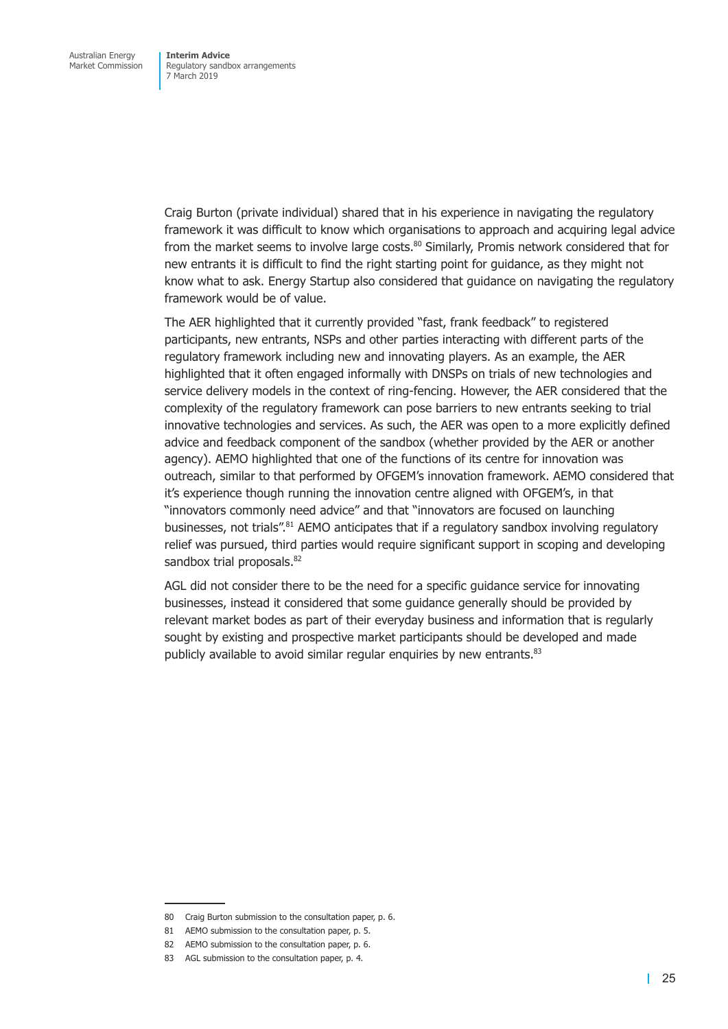Craig Burton (private individual) shared that in his experience in navigating the regulatory framework it was difficult to know which organisations to approach and acquiring legal advice from the market seems to involve large costs.[80] Similarly, Promis network considered that for new entrants it is difficult to find the right starting point for guidance, as they might not know what to ask. Energy Startup also considered that guidance on navigating the regulatory framework would be of value.

The AER highlighted that it currently provided "fast, frank feedback" to registered participants, new entrants, NSPs and other parties interacting with different parts of the regulatory framework including new and innovating players. As an example, the AER highlighted that it often engaged informally with DNSPs on trials of new technologies and service delivery models in the context of ring-fencing. However, the AER considered that the complexity of the regulatory framework can pose barriers to new entrants seeking to trial innovative technologies and services. As such, the AER was open to a more explicitly defined advice and feedback component of the sandbox (whether provided by the AER or another agency). AEMO highlighted that one of the functions of its centre for innovation was outreach, similar to that performed by OFGEM's innovation framework. AEMO considered that it's experience though running the innovation centre aligned with OFGEM's, in that "innovators commonly need advice" and that "innovators are focused on launching businesses, not trials".[81] AEMO anticipates that if a regulatory sandbox involving regulatory relief was pursued, third parties would require significant support in scoping and developing sandbox trial proposals.[82]

AGL did not consider there to be the need for a specific guidance service for innovating businesses, instead it considered that some guidance generally should be provided by relevant market bodes as part of their everyday business and information that is regularly sought by existing and prospective market participants should be developed and made publicly available to avoid similar regular enquiries by new entrants.[83]

---

80 Craig Burton submission to the consultation paper, p. 6.

81 AEMO submission to the consultation paper, p. 5.

82 AEMO submission to the consultation paper, p. 6.

83 AGL submission to the consultation paper, p. 4.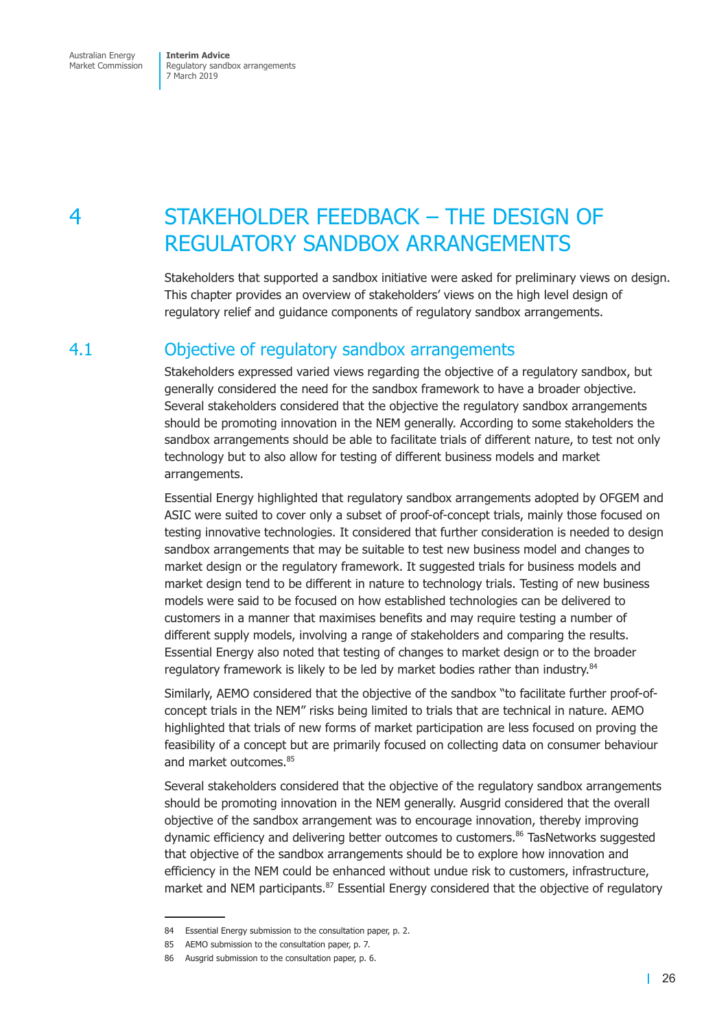# 4 STAKEHOLDER FEEDBACK – THE DESIGN OF REGULATORY SANDBOX ARRANGEMENTS

Stakeholders that supported a sandbox initiative were asked for preliminary views on design. This chapter provides an overview of stakeholders' views on the high level design of regulatory relief and guidance components of regulatory sandbox arrangements.

## 4.1 Objective of regulatory sandbox arrangements

Stakeholders expressed varied views regarding the objective of a regulatory sandbox, but generally considered the need for the sandbox framework to have a broader objective. Several stakeholders considered that the objective the regulatory sandbox arrangements should be promoting innovation in the NEM generally. According to some stakeholders the sandbox arrangements should be able to facilitate trials of different nature, to test not only technology but to also allow for testing of different business models and market arrangements.

Essential Energy highlighted that regulatory sandbox arrangements adopted by OFGEM and ASIC were suited to cover only a subset of proof-of-concept trials, mainly those focused on testing innovative technologies. It considered that further consideration is needed to design sandbox arrangements that may be suitable to test new business model and changes to market design or the regulatory framework. It suggested trials for business models and market design tend to be different in nature to technology trials. Testing of new business models were said to be focused on how established technologies can be delivered to customers in a manner that maximises benefits and may require testing a number of different supply models, involving a range of stakeholders and comparing the results. Essential Energy also noted that testing of changes to market design or to the broader regulatory framework is likely to be led by market bodies rather than industry.[84]

Similarly, AEMO considered that the objective of the sandbox "to facilitate further proof-of-concept trials in the NEM" risks being limited to trials that are technical in nature. AEMO highlighted that trials of new forms of market participation are less focused on proving the feasibility of a concept but are primarily focused on collecting data on consumer behaviour and market outcomes.[85]

Several stakeholders considered that the objective of the regulatory sandbox arrangements should be promoting innovation in the NEM generally. Ausgrid considered that the overall objective of the sandbox arrangement was to encourage innovation, thereby improving dynamic efficiency and delivering better outcomes to customers.[86] TasNetworks suggested that objective of the sandbox arrangements should be to explore how innovation and efficiency in the NEM could be enhanced without undue risk to customers, infrastructure, market and NEM participants.[87] Essential Energy considered that the objective of regulatory

84 Essential Energy submission to the consultation paper, p. 2.

85 AEMO submission to the consultation paper, p. 7.

86 Ausgrid submission to the consultation paper, p. 6.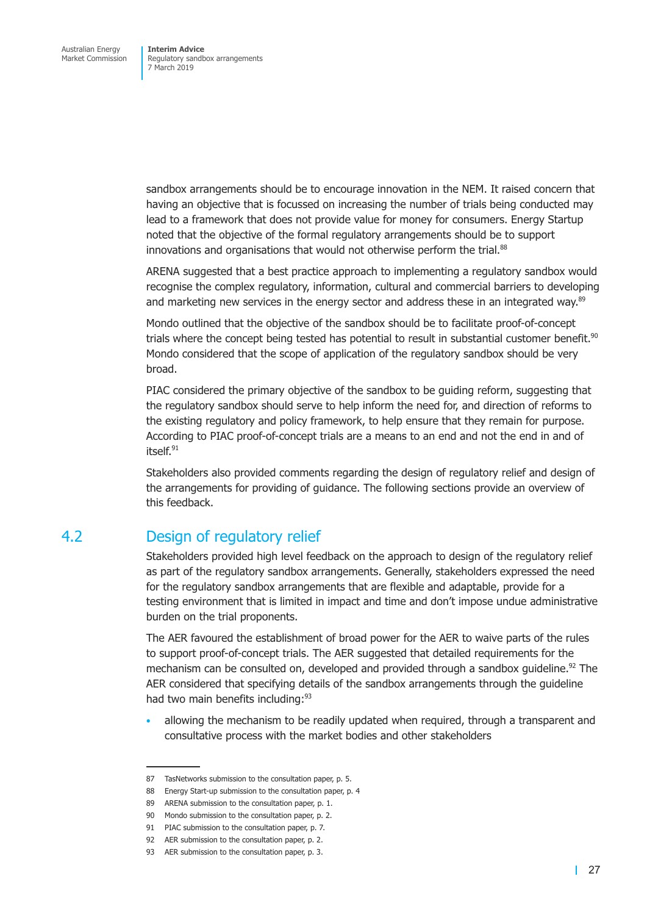sandbox arrangements should be to encourage innovation in the NEM. It raised concern that having an objective that is focussed on increasing the number of trials being conducted may lead to a framework that does not provide value for money for consumers. Energy Startup noted that the objective of the formal regulatory arrangements should be to support innovations and organisations that would not otherwise perform the trial.[88]

ARENA suggested that a best practice approach to implementing a regulatory sandbox would recognise the complex regulatory, information, cultural and commercial barriers to developing and marketing new services in the energy sector and address these in an integrated way.[89]

Mondo outlined that the objective of the sandbox should be to facilitate proof-of-concept trials where the concept being tested has potential to result in substantial customer benefit.[90] Mondo considered that the scope of application of the regulatory sandbox should be very broad.

PIAC considered the primary objective of the sandbox to be guiding reform, suggesting that the regulatory sandbox should serve to help inform the need for, and direction of reforms to the existing regulatory and policy framework, to help ensure that they remain for purpose. According to PIAC proof-of-concept trials are a means to an end and not the end in and of itself.[91]

Stakeholders also provided comments regarding the design of regulatory relief and design of the arrangements for providing of guidance. The following sections provide an overview of this feedback.

## 4.2 Design of regulatory relief

Stakeholders provided high level feedback on the approach to design of the regulatory relief as part of the regulatory sandbox arrangements. Generally, stakeholders expressed the need for the regulatory sandbox arrangements that are flexible and adaptable, provide for a testing environment that is limited in impact and time and don't impose undue administrative burden on the trial proponents.

The AER favoured the establishment of broad power for the AER to waive parts of the rules to support proof-of-concept trials. The AER suggested that detailed requirements for the mechanism can be consulted on, developed and provided through a sandbox guideline.[92] The AER considered that specifying details of the sandbox arrangements through the guideline had two main benefits including:[93]

- allowing the mechanism to be readily updated when required, through a transparent and consultative process with the market bodies and other stakeholders

87 TasNetworks submission to the consultation paper, p. 5.

88 Energy Start-up submission to the consultation paper, p. 4

89 ARENA submission to the consultation paper, p. 1.

90 Mondo submission to the consultation paper, p. 2.

91 PIAC submission to the consultation paper, p. 7.

92 AER submission to the consultation paper, p. 2.

93 AER submission to the consultation paper, p. 3.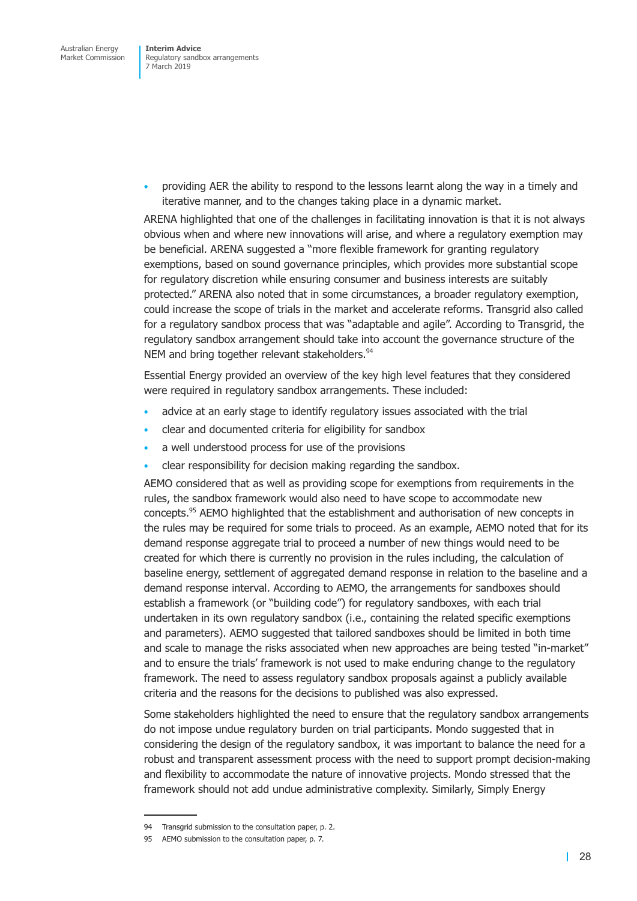- providing AER the ability to respond to the lessons learnt along the way in a timely and iterative manner, and to the changes taking place in a dynamic market.

ARENA highlighted that one of the challenges in facilitating innovation is that it is not always obvious when and where new innovations will arise, and where a regulatory exemption may be beneficial. ARENA suggested a "more flexible framework for granting regulatory exemptions, based on sound governance principles, which provides more substantial scope for regulatory discretion while ensuring consumer and business interests are suitably protected." ARENA also noted that in some circumstances, a broader regulatory exemption, could increase the scope of trials in the market and accelerate reforms. Transgrid also called for a regulatory sandbox process that was "adaptable and agile". According to Transgrid, the regulatory sandbox arrangement should take into account the governance structure of the NEM and bring together relevant stakeholders.[94]

Essential Energy provided an overview of the key high level features that they considered were required in regulatory sandbox arrangements. These included:

- advice at an early stage to identify regulatory issues associated with the trial
- clear and documented criteria for eligibility for sandbox
- a well understood process for use of the provisions
- clear responsibility for decision making regarding the sandbox.

AEMO considered that as well as providing scope for exemptions from requirements in the rules, the sandbox framework would also need to have scope to accommodate new concepts.[95] AEMO highlighted that the establishment and authorisation of new concepts in the rules may be required for some trials to proceed. As an example, AEMO noted that for its demand response aggregate trial to proceed a number of new things would need to be created for which there is currently no provision in the rules including, the calculation of baseline energy, settlement of aggregated demand response in relation to the baseline and a demand response interval. According to AEMO, the arrangements for sandboxes should establish a framework (or "building code") for regulatory sandboxes, with each trial undertaken in its own regulatory sandbox (i.e., containing the related specific exemptions and parameters). AEMO suggested that tailored sandboxes should be limited in both time and scale to manage the risks associated when new approaches are being tested "in-market" and to ensure the trials' framework is not used to make enduring change to the regulatory framework. The need to assess regulatory sandbox proposals against a publicly available criteria and the reasons for the decisions to published was also expressed.

Some stakeholders highlighted the need to ensure that the regulatory sandbox arrangements do not impose undue regulatory burden on trial participants. Mondo suggested that in considering the design of the regulatory sandbox, it was important to balance the need for a robust and transparent assessment process with the need to support prompt decision-making and flexibility to accommodate the nature of innovative projects. Mondo stressed that the framework should not add undue administrative complexity. Similarly, Simply Energy

---

94 Transgrid submission to the consultation paper, p. 2.

95 AEMO submission to the consultation paper, p. 7.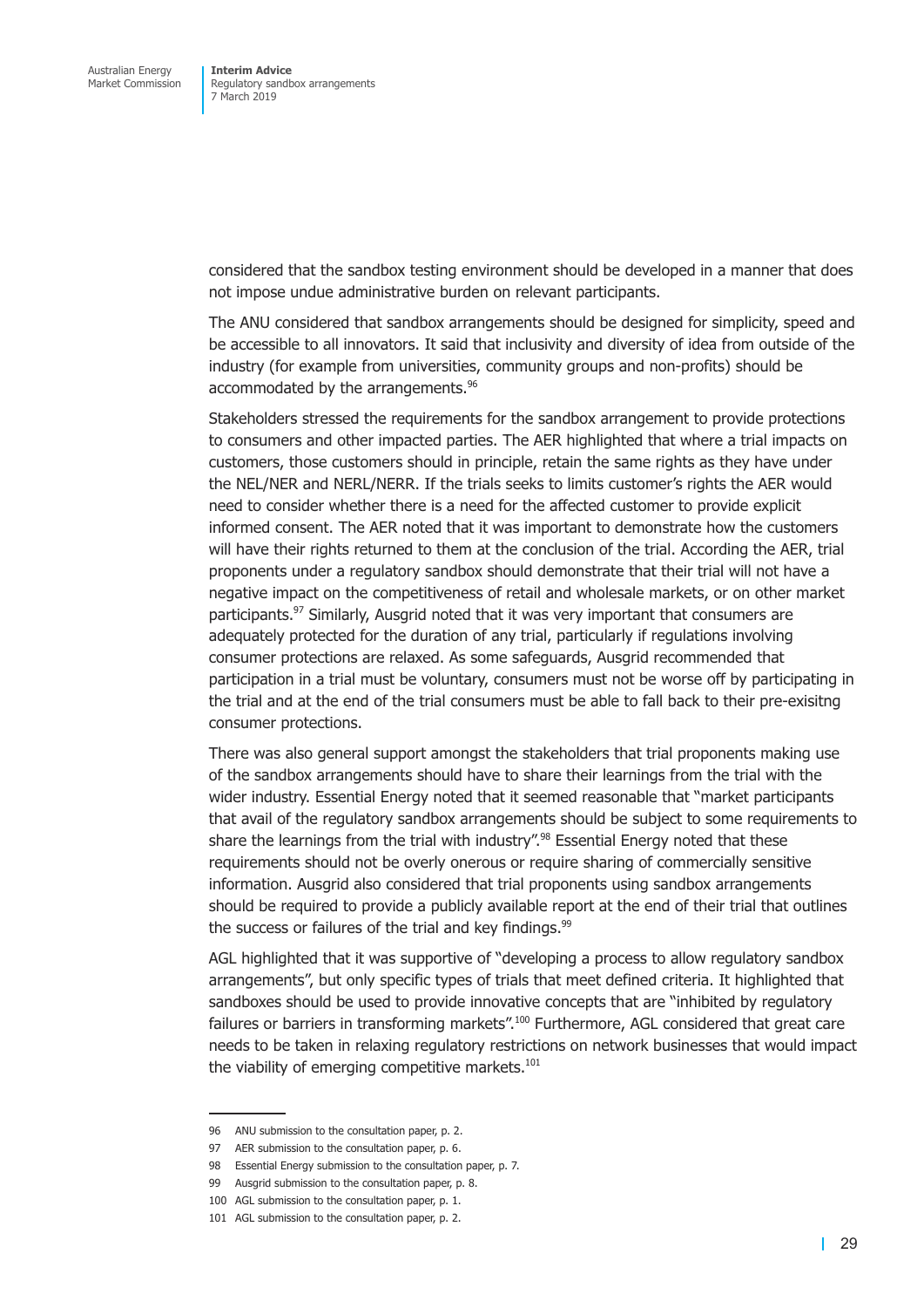considered that the sandbox testing environment should be developed in a manner that does not impose undue administrative burden on relevant participants.

The ANU considered that sandbox arrangements should be designed for simplicity, speed and be accessible to all innovators. It said that inclusivity and diversity of idea from outside of the industry (for example from universities, community groups and non-profits) should be accommodated by the arrangements.[96]

Stakeholders stressed the requirements for the sandbox arrangement to provide protections to consumers and other impacted parties. The AER highlighted that where a trial impacts on customers, those customers should in principle, retain the same rights as they have under the NEL/NER and NERL/NERR. If the trials seeks to limits customer's rights the AER would need to consider whether there is a need for the affected customer to provide explicit informed consent. The AER noted that it was important to demonstrate how the customers will have their rights returned to them at the conclusion of the trial. According the AER, trial proponents under a regulatory sandbox should demonstrate that their trial will not have a negative impact on the competitiveness of retail and wholesale markets, or on other market participants.[97] Similarly, Ausgrid noted that it was very important that consumers are adequately protected for the duration of any trial, particularly if regulations involving consumer protections are relaxed. As some safeguards, Ausgrid recommended that participation in a trial must be voluntary, consumers must not be worse off by participating in the trial and at the end of the trial consumers must be able to fall back to their pre-exisitng consumer protections.

There was also general support amongst the stakeholders that trial proponents making use of the sandbox arrangements should have to share their learnings from the trial with the wider industry. Essential Energy noted that it seemed reasonable that "market participants that avail of the regulatory sandbox arrangements should be subject to some requirements to share the learnings from the trial with industry".[98] Essential Energy noted that these requirements should not be overly onerous or require sharing of commercially sensitive information. Ausgrid also considered that trial proponents using sandbox arrangements should be required to provide a publicly available report at the end of their trial that outlines the success or failures of the trial and key findings.[99]

AGL highlighted that it was supportive of "developing a process to allow regulatory sandbox arrangements", but only specific types of trials that meet defined criteria. It highlighted that sandboxes should be used to provide innovative concepts that are "inhibited by regulatory failures or barriers in transforming markets".[100] Furthermore, AGL considered that great care needs to be taken in relaxing regulatory restrictions on network businesses that would impact the viability of emerging competitive markets.[101]

---

96 ANU submission to the consultation paper, p. 2.

97 AER submission to the consultation paper, p. 6.

98 Essential Energy submission to the consultation paper, p. 7.

99 Ausgrid submission to the consultation paper, p. 8.

100 AGL submission to the consultation paper, p. 1.

101 AGL submission to the consultation paper, p. 2.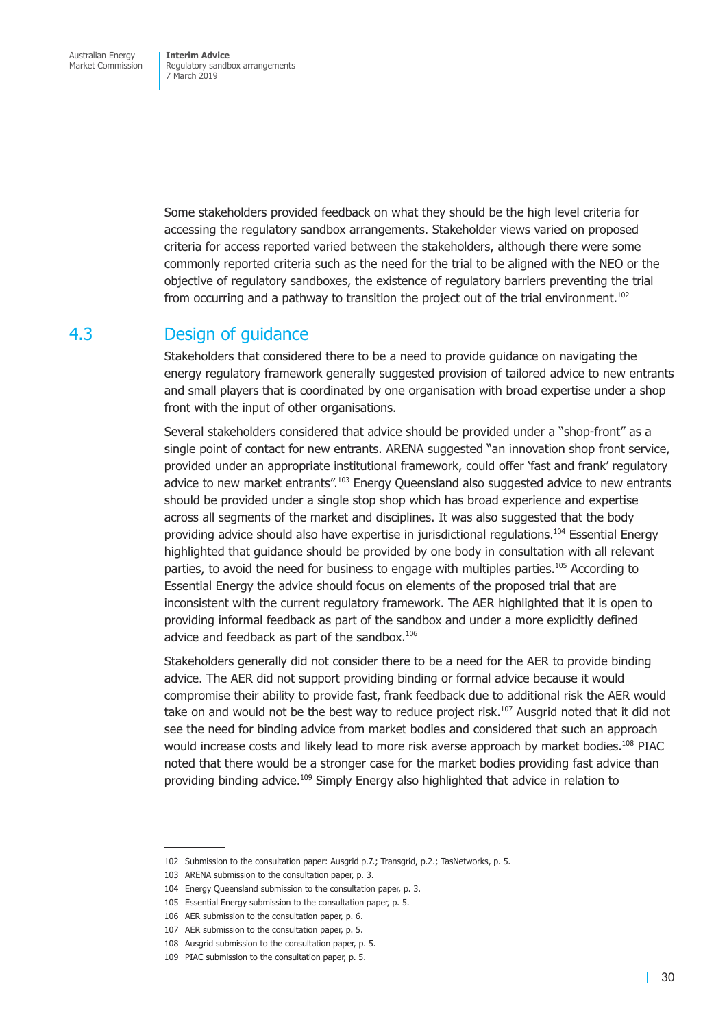Some stakeholders provided feedback on what they should be the high level criteria for accessing the regulatory sandbox arrangements. Stakeholder views varied on proposed criteria for access reported varied between the stakeholders, although there were some commonly reported criteria such as the need for the trial to be aligned with the NEO or the objective of regulatory sandboxes, the existence of regulatory barriers preventing the trial from occurring and a pathway to transition the project out of the trial environment.[102]

## 4.3 Design of guidance

Stakeholders that considered there to be a need to provide guidance on navigating the energy regulatory framework generally suggested provision of tailored advice to new entrants and small players that is coordinated by one organisation with broad expertise under a shop front with the input of other organisations.

Several stakeholders considered that advice should be provided under a "shop-front" as a single point of contact for new entrants. ARENA suggested "an innovation shop front service, provided under an appropriate institutional framework, could offer 'fast and frank' regulatory advice to new market entrants".[103] Energy Queensland also suggested advice to new entrants should be provided under a single stop shop which has broad experience and expertise across all segments of the market and disciplines. It was also suggested that the body providing advice should also have expertise in jurisdictional regulations.[104] Essential Energy highlighted that guidance should be provided by one body in consultation with all relevant parties, to avoid the need for business to engage with multiples parties.[105] According to Essential Energy the advice should focus on elements of the proposed trial that are inconsistent with the current regulatory framework. The AER highlighted that it is open to providing informal feedback as part of the sandbox and under a more explicitly defined advice and feedback as part of the sandbox.[106]

Stakeholders generally did not consider there to be a need for the AER to provide binding advice. The AER did not support providing binding or formal advice because it would compromise their ability to provide fast, frank feedback due to additional risk the AER would take on and would not be the best way to reduce project risk.[107] Ausgrid noted that it did not see the need for binding advice from market bodies and considered that such an approach would increase costs and likely lead to more risk averse approach by market bodies.[108] PIAC noted that there would be a stronger case for the market bodies providing fast advice than providing binding advice.[109] Simply Energy also highlighted that advice in relation to

102 Submission to the consultation paper: Ausgrid p.7.; Transgrid, p.2.; TasNetworks, p. 5.

103 ARENA submission to the consultation paper, p. 3.

104 Energy Queensland submission to the consultation paper, p. 3.

105 Essential Energy submission to the consultation paper, p. 5.

106 AER submission to the consultation paper, p. 6.

107 AER submission to the consultation paper, p. 5.

108 Ausgrid submission to the consultation paper, p. 5.

109 PIAC submission to the consultation paper, p. 5.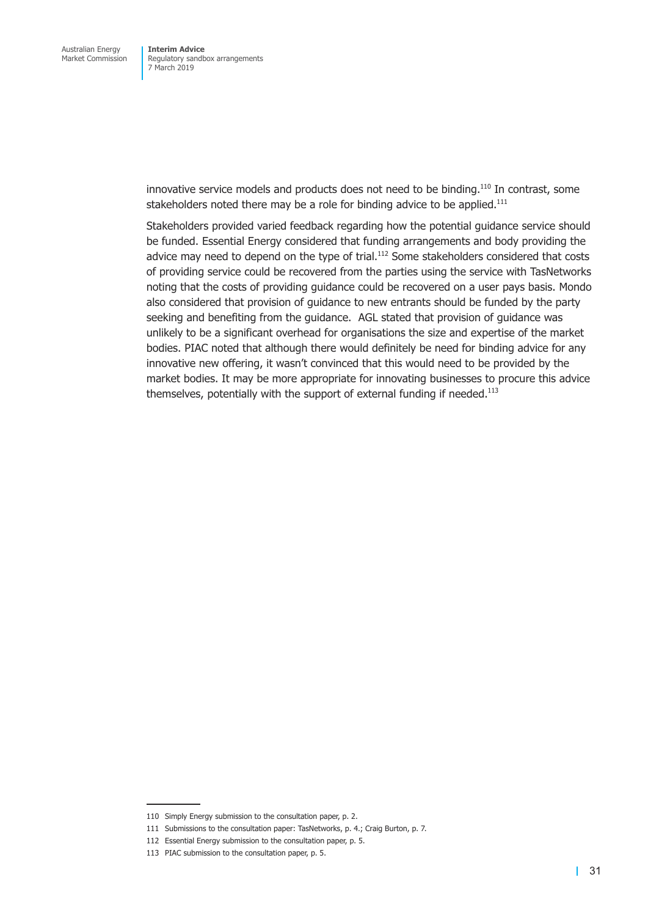innovative service models and products does not need to be binding.[110] In contrast, some stakeholders noted there may be a role for binding advice to be applied.[111]

Stakeholders provided varied feedback regarding how the potential guidance service should be funded. Essential Energy considered that funding arrangements and body providing the advice may need to depend on the type of trial.[112] Some stakeholders considered that costs of providing service could be recovered from the parties using the service with TasNetworks noting that the costs of providing guidance could be recovered on a user pays basis. Mondo also considered that provision of guidance to new entrants should be funded by the party seeking and benefiting from the guidance. AGL stated that provision of guidance was unlikely to be a significant overhead for organisations the size and expertise of the market bodies. PIAC noted that although there would definitely be need for binding advice for any innovative new offering, it wasn't convinced that this would need to be provided by the market bodies. It may be more appropriate for innovating businesses to procure this advice themselves, potentially with the support of external funding if needed.[113]

---

110 Simply Energy submission to the consultation paper, p. 2.

111 Submissions to the consultation paper: TasNetworks, p. 4.; Craig Burton, p. 7.

112 Essential Energy submission to the consultation paper, p. 5.

113 PIAC submission to the consultation paper, p. 5.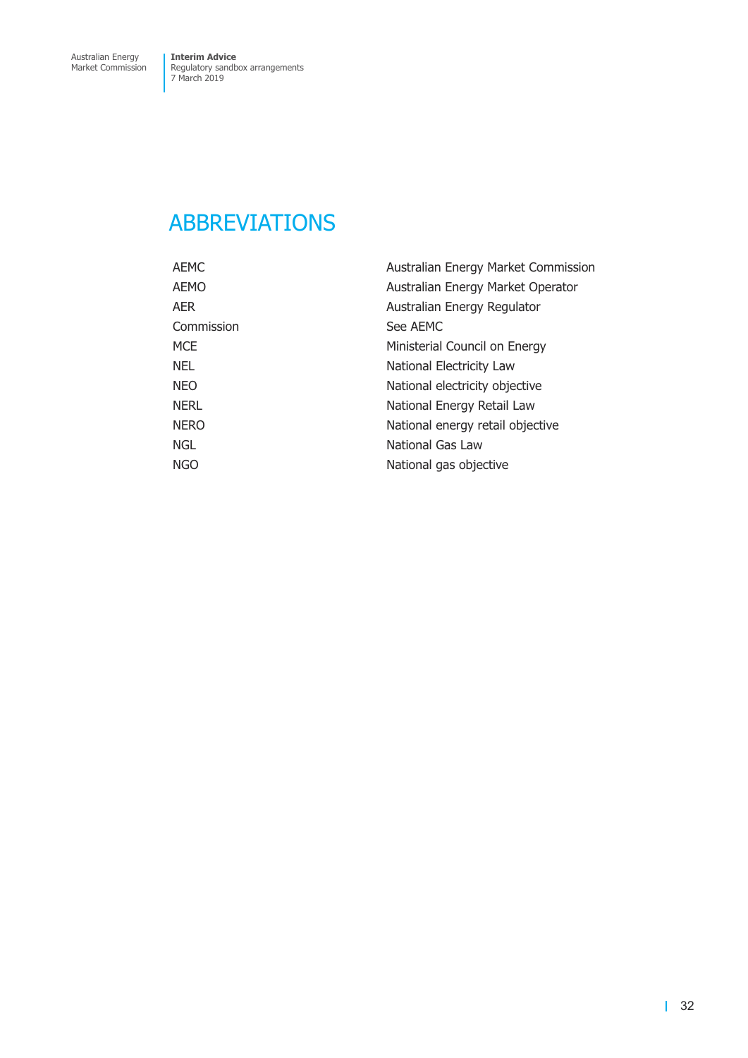# ABBREVIATIONS

| | |
|---|---|
| AEMC | Australian Energy Market Commission |
| AEMO | Australian Energy Market Operator |
| AER | Australian Energy Regulator |
| Commission | See AEMC |
| MCE | Ministerial Council on Energy |
| NEL | National Electricity Law |
| NEO | National electricity objective |
| NERL | National Energy Retail Law |
| NERO | National energy retail objective |
| NGL | National Gas Law |
| NGO | National gas objective |